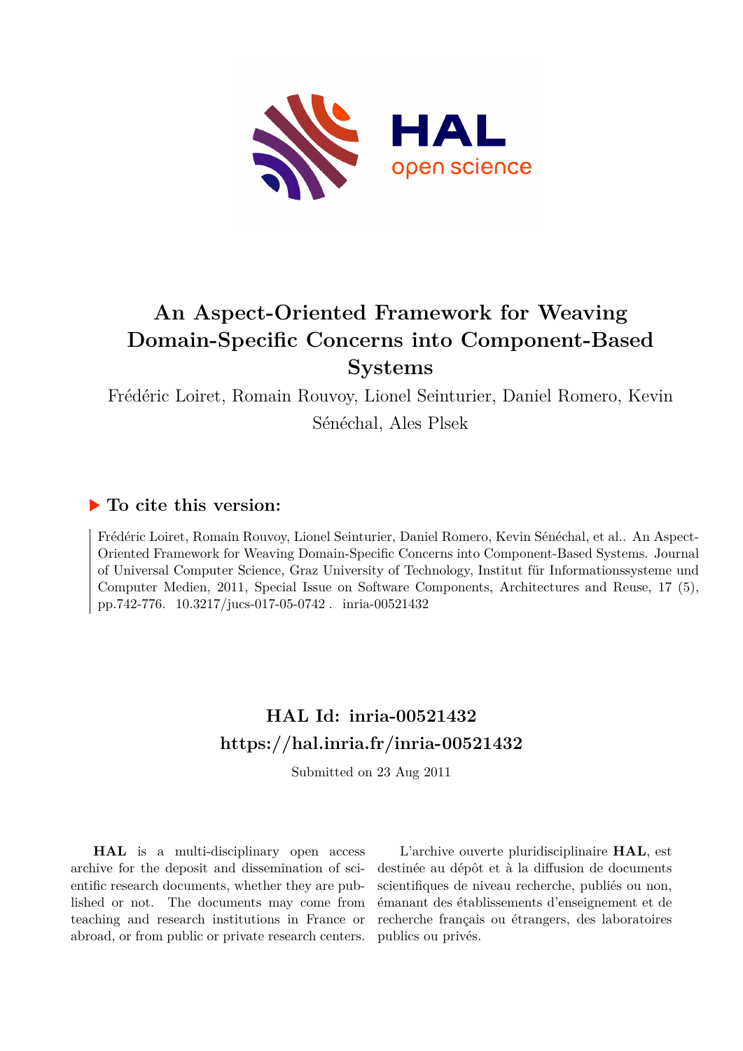# An Aspect-Oriented Framework for Weaving Domain-Specific Concerns into Component-Based Systems

Frédéric Loiret, Romain Rouvoy, Lionel Seinturier, Daniel Romero, Kevin Sénéchal, Ales Plsek

## ▶ To cite this version:

Frédéric Loiret, Romain Rouvoy, Lionel Seinturier, Daniel Romero, Kevin Sénéchal, et al.. An Aspect-Oriented Framework for Weaving Domain-Specific Concerns into Component-Based Systems. Journal of Universal Computer Science, Graz University of Technology, Institut für Informationssysteme und Computer Medien, 2011, Special Issue on Software Components, Architectures and Reuse, 17 (5), pp.742-776. 10.3217/jucs-017-05-0742 . inria-00521432

## HAL Id: inria-00521432
## https://hal.inria.fr/inria-00521432

Submitted on 23 Aug 2011

**HAL** is a multi-disciplinary open access archive for the deposit and dissemination of scientific research documents, whether they are published or not. The documents may come from teaching and research institutions in France or abroad, or from public or private research centers.

L'archive ouverte pluridisciplinaire **HAL**, est destinée au dépôt et à la diffusion de documents scientifiques de niveau recherche, publiés ou non, émanant des établissements d'enseignement et de recherche français ou étrangers, des laboratoires publics ou privés.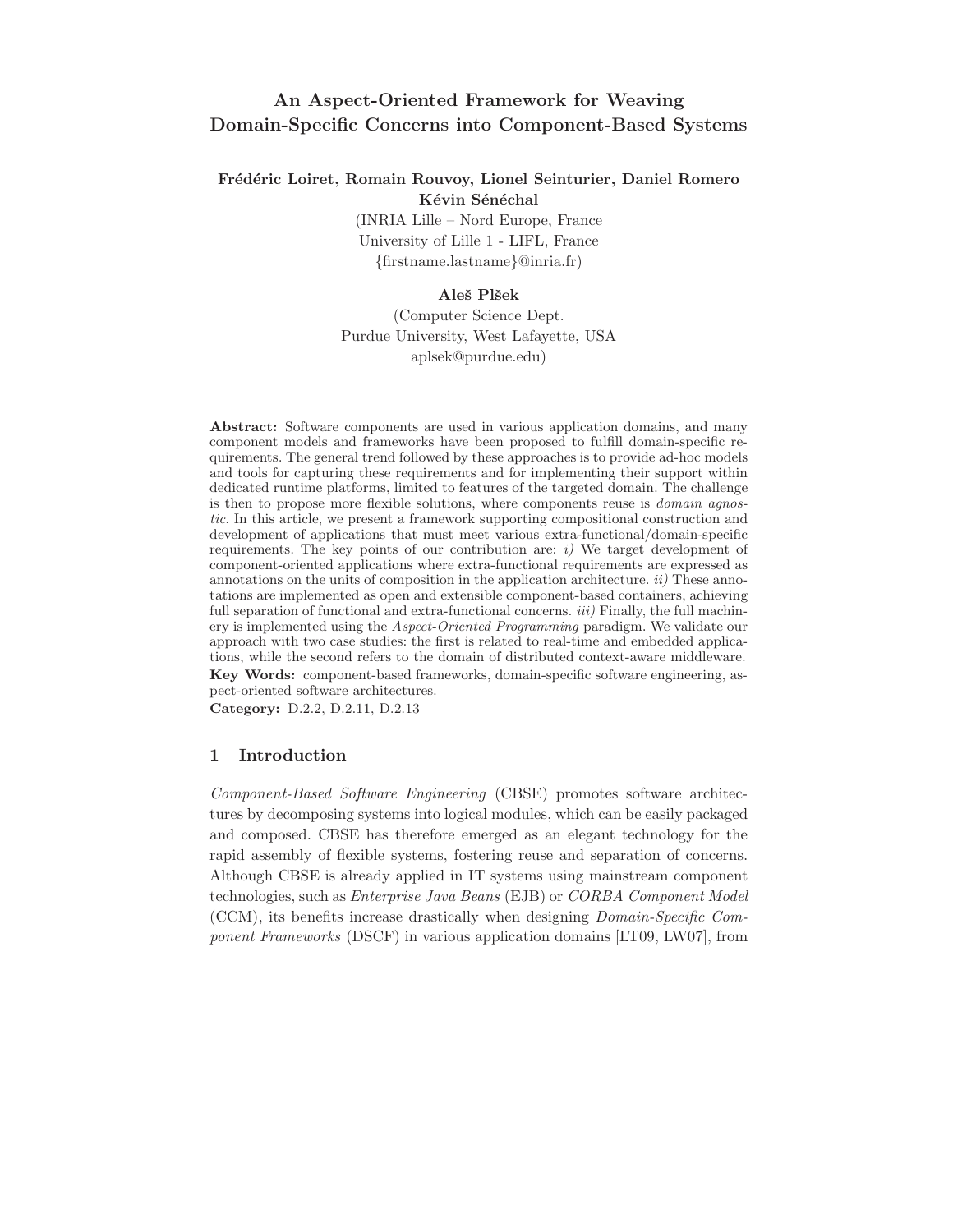# An Aspect-Oriented Framework for Weaving Domain-Specific Concerns into Component-Based Systems

**Frédéric Loiret, Romain Rouvoy, Lionel Seinturier, Daniel Romero Kévin Sénéchal**
(INRIA Lille – Nord Europe, France
University of Lille 1 - LIFL, France
{firstname.lastname}@inria.fr)

**Aleš Plšek**
(Computer Science Dept.
Purdue University, West Lafayette, USA
aplsek@purdue.edu)

**Abstract:** Software components are used in various application domains, and many component models and frameworks have been proposed to fulfill domain-specific requirements. The general trend followed by these approaches is to provide ad-hoc models and tools for capturing these requirements and for implementing their support within dedicated runtime platforms, limited to features of the targeted domain. The challenge is then to propose more flexible solutions, where components reuse is *domain agnostic*. In this article, we present a framework supporting compositional construction and development of applications that must meet various extra-functional/domain-specific requirements. The key points of our contribution are: *i)* We target development of component-oriented applications where extra-functional requirements are expressed as annotations on the units of composition in the application architecture. *ii)* These annotations are implemented as open and extensible component-based containers, achieving full separation of functional and extra-functional concerns. *iii)* Finally, the full machinery is implemented using the *Aspect-Oriented Programming* paradigm. We validate our approach with two case studies: the first is related to real-time and embedded applications, while the second refers to the domain of distributed context-aware middleware.

**Key Words:** component-based frameworks, domain-specific software engineering, aspect-oriented software architectures.

**Category:** D.2.2, D.2.11, D.2.13

## 1 Introduction

*Component-Based Software Engineering* (CBSE) promotes software architectures by decomposing systems into logical modules, which can be easily packaged and composed. CBSE has therefore emerged as an elegant technology for the rapid assembly of flexible systems, fostering reuse and separation of concerns. Although CBSE is already applied in IT systems using mainstream component technologies, such as *Enterprise Java Beans* (EJB) or *CORBA Component Model* (CCM), its benefits increase drastically when designing *Domain-Specific Component Frameworks* (DSCF) in various application domains [LT09, LW07], from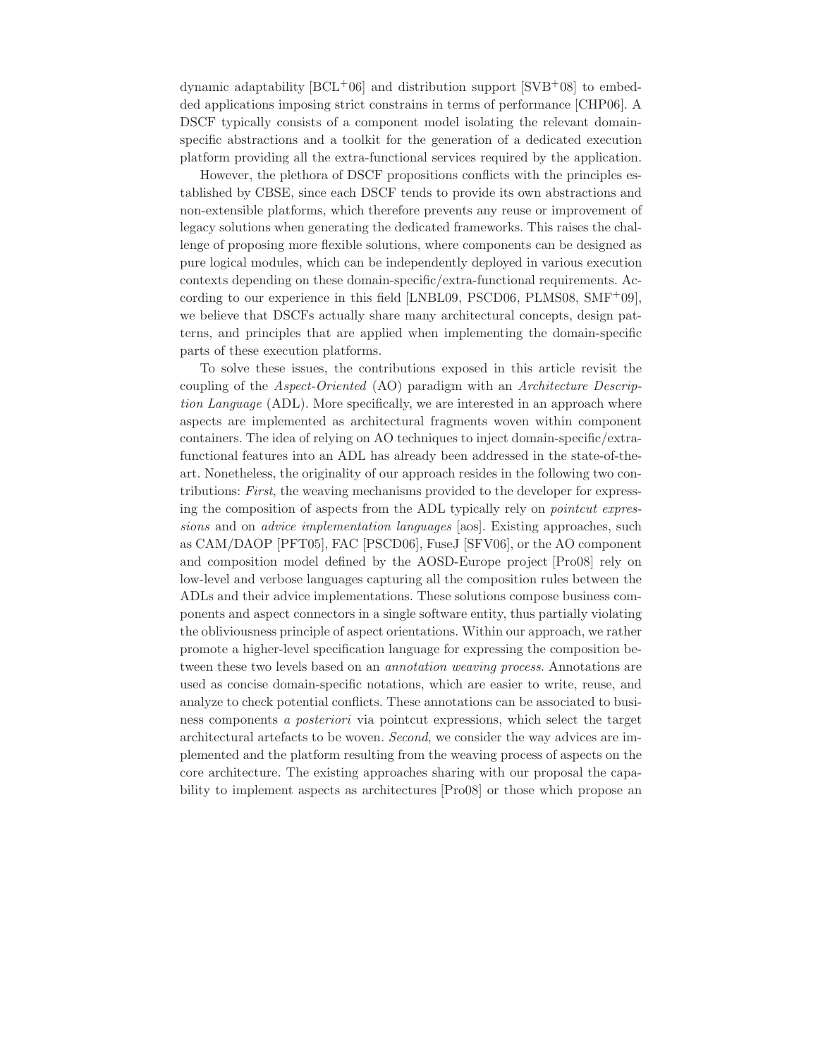dynamic adaptability [BCL+06] and distribution support [SVB+08] to embedded applications imposing strict constrains in terms of performance [CHP06]. A DSCF typically consists of a component model isolating the relevant domain-specific abstractions and a toolkit for the generation of a dedicated execution platform providing all the extra-functional services required by the application.

However, the plethora of DSCF propositions conflicts with the principles established by CBSE, since each DSCF tends to provide its own abstractions and non-extensible platforms, which therefore prevents any reuse or improvement of legacy solutions when generating the dedicated frameworks. This raises the challenge of proposing more flexible solutions, where components can be designed as pure logical modules, which can be independently deployed in various execution contexts depending on these domain-specific/extra-functional requirements. According to our experience in this field [LNBL09, PSCD06, PLMS08, SMF+09], we believe that DSCFs actually share many architectural concepts, design patterns, and principles that are applied when implementing the domain-specific parts of these execution platforms.

To solve these issues, the contributions exposed in this article revisit the coupling of the *Aspect-Oriented* (AO) paradigm with an *Architecture Description Language* (ADL). More specifically, we are interested in an approach where aspects are implemented as architectural fragments woven within component containers. The idea of relying on AO techniques to inject domain-specific/extra-functional features into an ADL has already been addressed in the state-of-the-art. Nonetheless, the originality of our approach resides in the following two contributions: *First*, the weaving mechanisms provided to the developer for expressing the composition of aspects from the ADL typically rely on *pointcut expressions* and on *advice implementation languages* [aos]. Existing approaches, such as CAM/DAOP [PFT05], FAC [PSCD06], FuseJ [SFV06], or the AO component and composition model defined by the AOSD-Europe project [Pro08] rely on low-level and verbose languages capturing all the composition rules between the ADLs and their advice implementations. These solutions compose business components and aspect connectors in a single software entity, thus partially violating the obliviousness principle of aspect orientations. Within our approach, we rather promote a higher-level specification language for expressing the composition between these two levels based on an *annotation weaving process*. Annotations are used as concise domain-specific notations, which are easier to write, reuse, and analyze to check potential conflicts. These annotations can be associated to business components *a posteriori* via pointcut expressions, which select the target architectural artefacts to be woven. *Second*, we consider the way advices are implemented and the platform resulting from the weaving process of aspects on the core architecture. The existing approaches sharing with our proposal the capability to implement aspects as architectures [Pro08] or those which propose an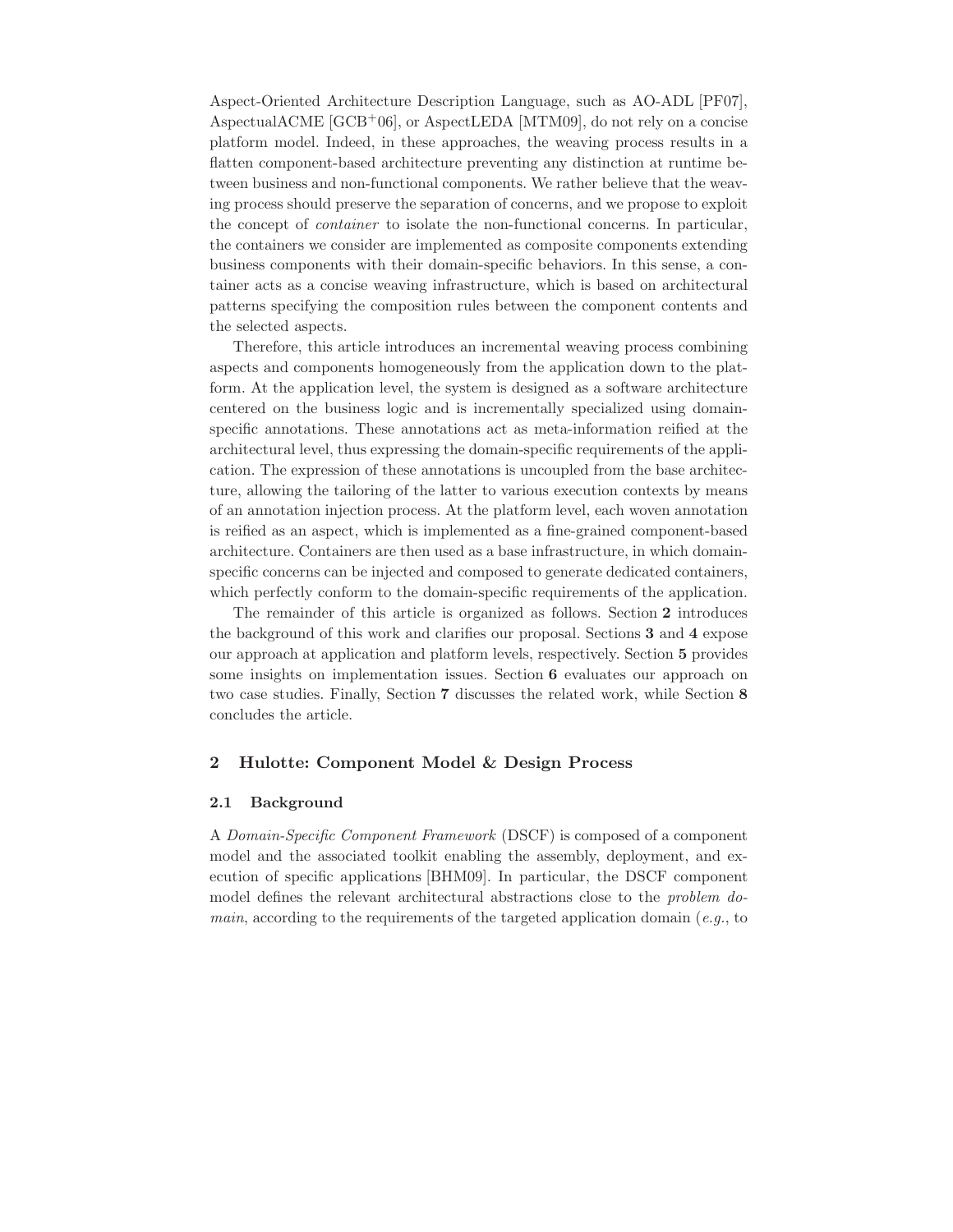Aspect-Oriented Architecture Description Language, such as AO-ADL [PF07], AspectualACME [GCB+06], or AspectLEDA [MTM09], do not rely on a concise platform model. Indeed, in these approaches, the weaving process results in a flatten component-based architecture preventing any distinction at runtime between business and non-functional components. We rather believe that the weaving process should preserve the separation of concerns, and we propose to exploit the concept of *container* to isolate the non-functional concerns. In particular, the containers we consider are implemented as composite components extending business components with their domain-specific behaviors. In this sense, a container acts as a concise weaving infrastructure, which is based on architectural patterns specifying the composition rules between the component contents and the selected aspects.

Therefore, this article introduces an incremental weaving process combining aspects and components homogeneously from the application down to the platform. At the application level, the system is designed as a software architecture centered on the business logic and is incrementally specialized using domain-specific annotations. These annotations act as meta-information reified at the architectural level, thus expressing the domain-specific requirements of the application. The expression of these annotations is uncoupled from the base architecture, allowing the tailoring of the latter to various execution contexts by means of an annotation injection process. At the platform level, each woven annotation is reified as an aspect, which is implemented as a fine-grained component-based architecture. Containers are then used as a base infrastructure, in which domain-specific concerns can be injected and composed to generate dedicated containers, which perfectly conform to the domain-specific requirements of the application.

The remainder of this article is organized as follows. Section **2** introduces the background of this work and clarifies our proposal. Sections **3** and **4** expose our approach at application and platform levels, respectively. Section **5** provides some insights on implementation issues. Section **6** evaluates our approach on two case studies. Finally, Section **7** discusses the related work, while Section **8** concludes the article.

## 2 Hulotte: Component Model & Design Process

### 2.1 Background

A *Domain-Specific Component Framework* (DSCF) is composed of a component model and the associated toolkit enabling the assembly, deployment, and execution of specific applications [BHM09]. In particular, the DSCF component model defines the relevant architectural abstractions close to the *problem domain*, according to the requirements of the targeted application domain (*e.g.*, to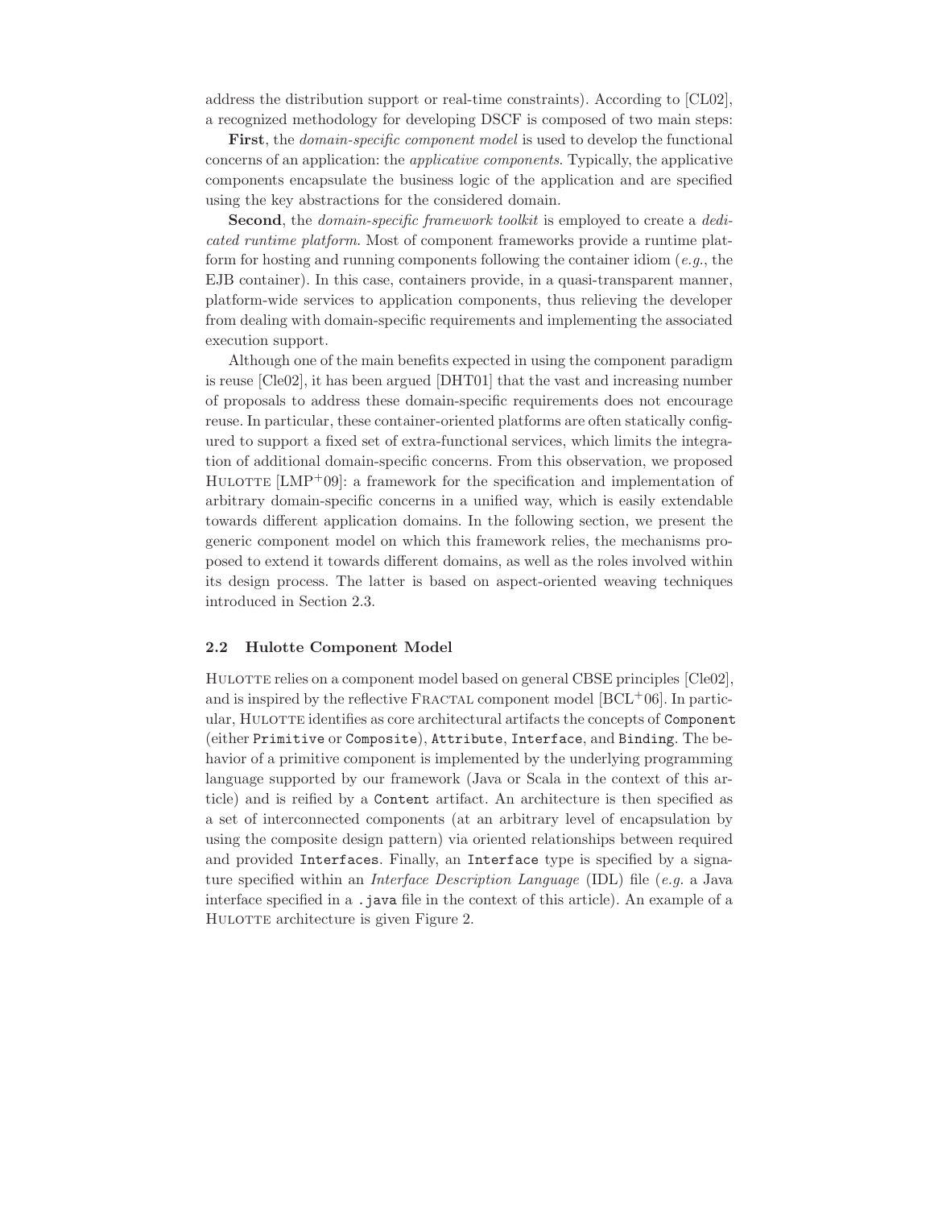address the distribution support or real-time constraints). According to [CL02], a recognized methodology for developing DSCF is composed of two main steps:

**First**, the *domain-specific component model* is used to develop the functional concerns of an application: the *applicative components*. Typically, the applicative components encapsulate the business logic of the application and are specified using the key abstractions for the considered domain.

**Second**, the *domain-specific framework toolkit* is employed to create a *dedicated runtime platform*. Most of component frameworks provide a runtime platform for hosting and running components following the container idiom (*e.g.*, the EJB container). In this case, containers provide, in a quasi-transparent manner, platform-wide services to application components, thus relieving the developer from dealing with domain-specific requirements and implementing the associated execution support.

Although one of the main benefits expected in using the component paradigm is reuse [Cle02], it has been argued [DHT01] that the vast and increasing number of proposals to address these domain-specific requirements does not encourage reuse. In particular, these container-oriented platforms are often statically configured to support a fixed set of extra-functional services, which limits the integration of additional domain-specific concerns. From this observation, we proposed Hulotte [LMP+09]: a framework for the specification and implementation of arbitrary domain-specific concerns in a unified way, which is easily extendable towards different application domains. In the following section, we present the generic component model on which this framework relies, the mechanisms proposed to extend it towards different domains, as well as the roles involved within its design process. The latter is based on aspect-oriented weaving techniques introduced in Section 2.3.

### 2.2 Hulotte Component Model

Hulotte relies on a component model based on general CBSE principles [Cle02], and is inspired by the reflective Fractal component model [BCL+06]. In particular, Hulotte identifies as core architectural artifacts the concepts of `Component` (either `Primitive` or `Composite`), `Attribute`, `Interface`, and `Binding`. The behavior of a primitive component is implemented by the underlying programming language supported by our framework (Java or Scala in the context of this article) and is reified by a `Content` artifact. An architecture is then specified as a set of interconnected components (at an arbitrary level of encapsulation by using the composite design pattern) via oriented relationships between required and provided `Interfaces`. Finally, an `Interface` type is specified by a signature specified within an *Interface Description Language* (IDL) file (*e.g.* a Java interface specified in a `.java` file in the context of this article). An example of a Hulotte architecture is given Figure 2.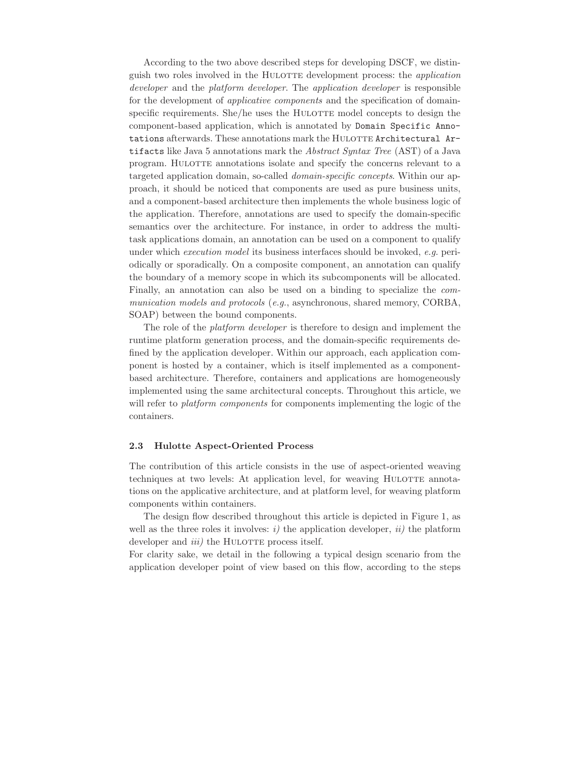According to the two above described steps for developing DSCF, we distinguish two roles involved in the HULOTTE development process: the *application developer* and the *platform developer*. The *application developer* is responsible for the development of *applicative components* and the specification of domain-specific requirements. She/he uses the HULOTTE model concepts to design the component-based application, which is annotated by `Domain Specific Annotations` afterwards. These annotations mark the HULOTTE `Architectural Artifacts` like Java 5 annotations mark the *Abstract Syntax Tree* (AST) of a Java program. HULOTTE annotations isolate and specify the concerns relevant to a targeted application domain, so-called *domain-specific concepts*. Within our approach, it should be noticed that components are used as pure business units, and a component-based architecture then implements the whole business logic of the application. Therefore, annotations are used to specify the domain-specific semantics over the architecture. For instance, in order to address the multi-task applications domain, an annotation can be used on a component to qualify under which *execution model* its business interfaces should be invoked, *e.g.* periodically or sporadically. On a composite component, an annotation can qualify the boundary of a memory scope in which its subcomponents will be allocated. Finally, an annotation can also be used on a binding to specialize the *communication models and protocols* (*e.g.*, asynchronous, shared memory, CORBA, SOAP) between the bound components.

The role of the *platform developer* is therefore to design and implement the runtime platform generation process, and the domain-specific requirements defined by the application developer. Within our approach, each application component is hosted by a container, which is itself implemented as a component-based architecture. Therefore, containers and applications are homogeneously implemented using the same architectural concepts. Throughout this article, we will refer to *platform components* for components implementing the logic of the containers.

### 2.3 Hulotte Aspect-Oriented Process

The contribution of this article consists in the use of aspect-oriented weaving techniques at two levels: At application level, for weaving HULOTTE annotations on the applicative architecture, and at platform level, for weaving platform components within containers.

The design flow described throughout this article is depicted in Figure 1, as well as the three roles it involves: *i)* the application developer, *ii)* the platform developer and *iii)* the HULOTTE process itself.
For clarity sake, we detail in the following a typical design scenario from the application developer point of view based on this flow, according to the steps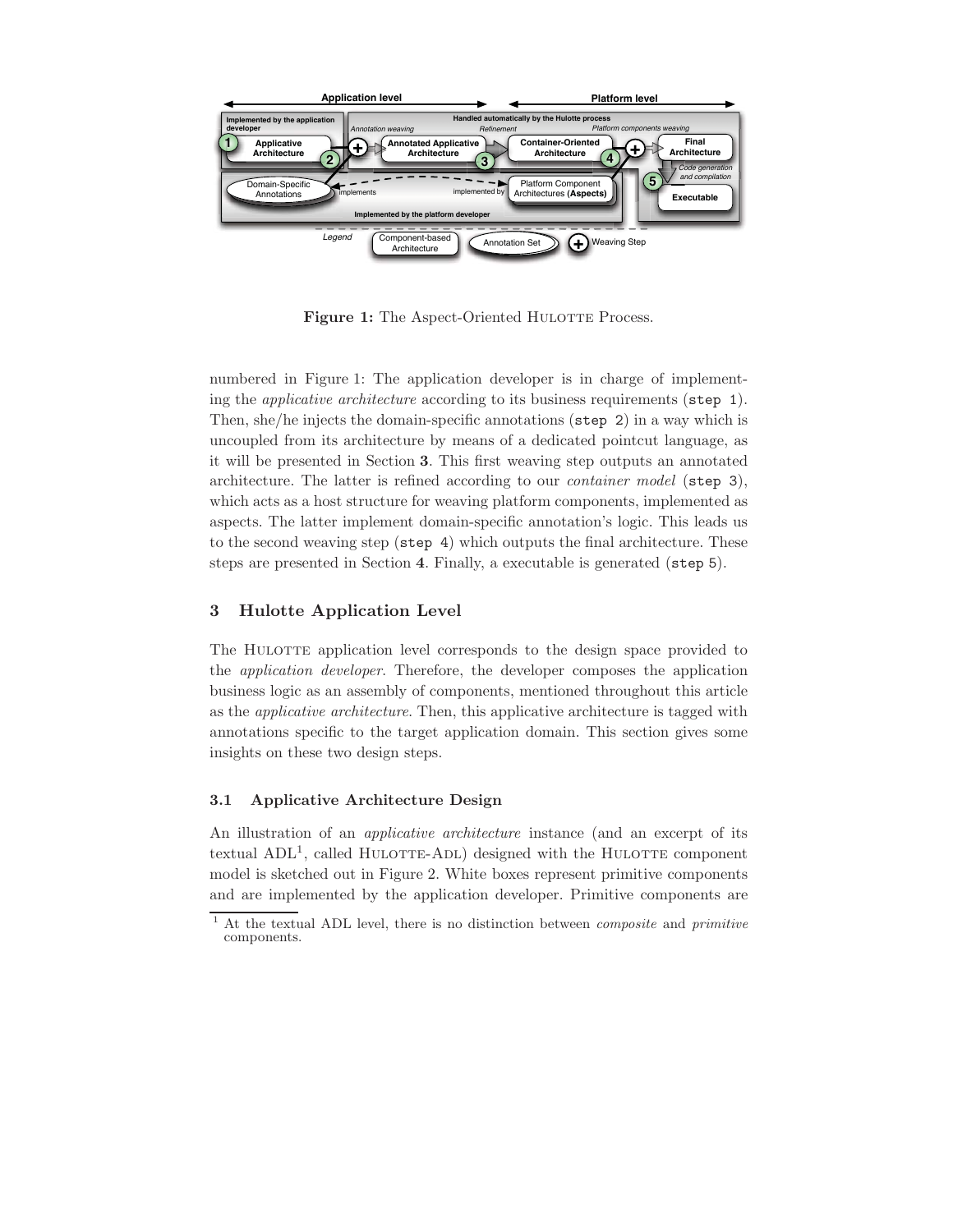Figure 1: The Aspect-Oriented HULOTTE Process.

numbered in Figure 1: The application developer is in charge of implementing the *applicative architecture* according to its business requirements (`step 1`). Then, she/he injects the domain-specific annotations (`step 2`) in a way which is uncoupled from its architecture by means of a dedicated pointcut language, as it will be presented in Section **3**. This first weaving step outputs an annotated architecture. The latter is refined according to our *container model* (`step 3`), which acts as a host structure for weaving platform components, implemented as aspects. The latter implement domain-specific annotation's logic. This leads us to the second weaving step (`step 4`) which outputs the final architecture. These steps are presented in Section **4**. Finally, a executable is generated (`step 5`).

## 3 Hulotte Application Level

The HULOTTE application level corresponds to the design space provided to the *application developer*. Therefore, the developer composes the application business logic as an assembly of components, mentioned throughout this article as the *applicative architecture*. Then, this applicative architecture is tagged with annotations specific to the target application domain. This section gives some insights on these two design steps.

### 3.1 Applicative Architecture Design

An illustration of an *applicative architecture* instance (and an excerpt of its textual ADL[1], called HULOTTE-ADL) designed with the HULOTTE component model is sketched out in Figure 2. White boxes represent primitive components and are implemented by the application developer. Primitive components are

[1] At the textual ADL level, there is no distinction between *composite* and *primitive* components.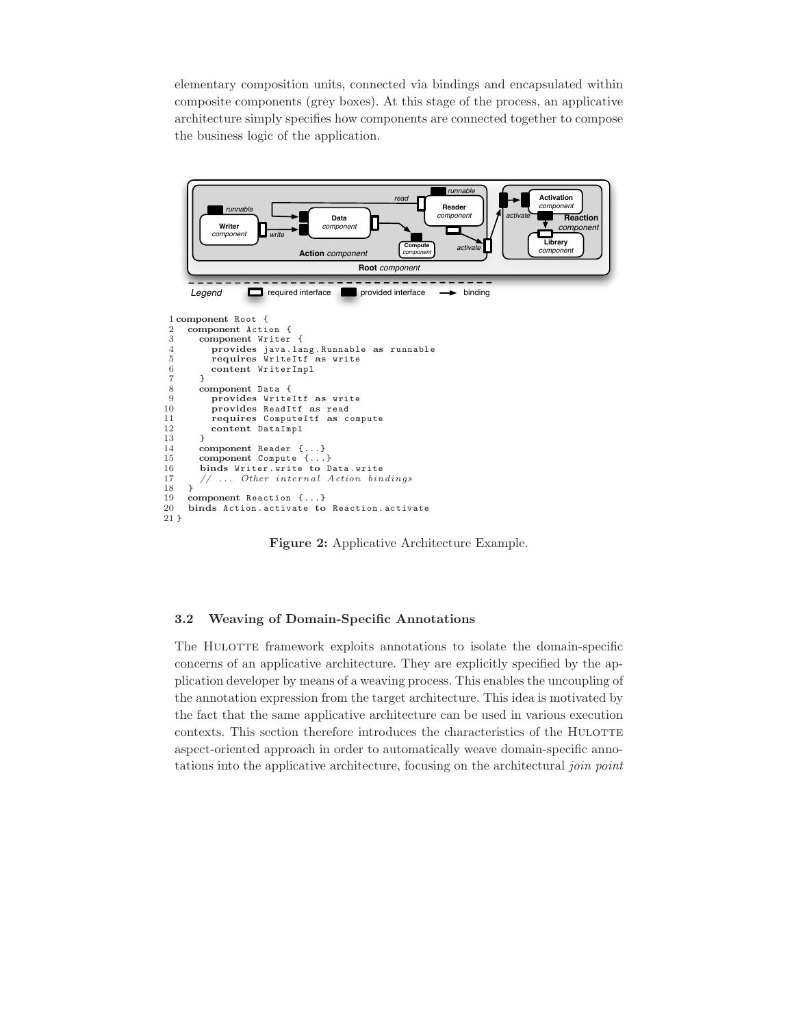elementary composition units, connected via bindings and encapsulated within composite components (grey boxes). At this stage of the process, an applicative architecture simply specifies how components are connected together to compose the business logic of the application.

```
 1 component Root {
 2   component Action {
 3     component Writer {
 4       provides java.lang.Runnable as runnable
 5       requires WriteItf as write
 6       content WriterImpl
 7     }
 8     component Data {
 9       provides WriteItf as write
10       provides ReadItf as read
11       requires ComputeItf as compute
12       content DataImpl
13     }
14     component Reader {...}
15     component Compute {...}
16     binds Writer.write to Data.write
17     // ... Other internal Action bindings
18   }
19   component Reaction {...}
20   binds Action.activate to Reaction.activate
21 }
```

**Figure 2:** Applicative Architecture Example.

### 3.2 Weaving of Domain-Specific Annotations

The HULOTTE framework exploits annotations to isolate the domain-specific concerns of an applicative architecture. They are explicitly specified by the application developer by means of a weaving process. This enables the uncoupling of the annotation expression from the target architecture. This idea is motivated by the fact that the same applicative architecture can be used in various execution contexts. This section therefore introduces the characteristics of the HULOTTE aspect-oriented approach in order to automatically weave domain-specific annotations into the applicative architecture, focusing on the architectural *join point*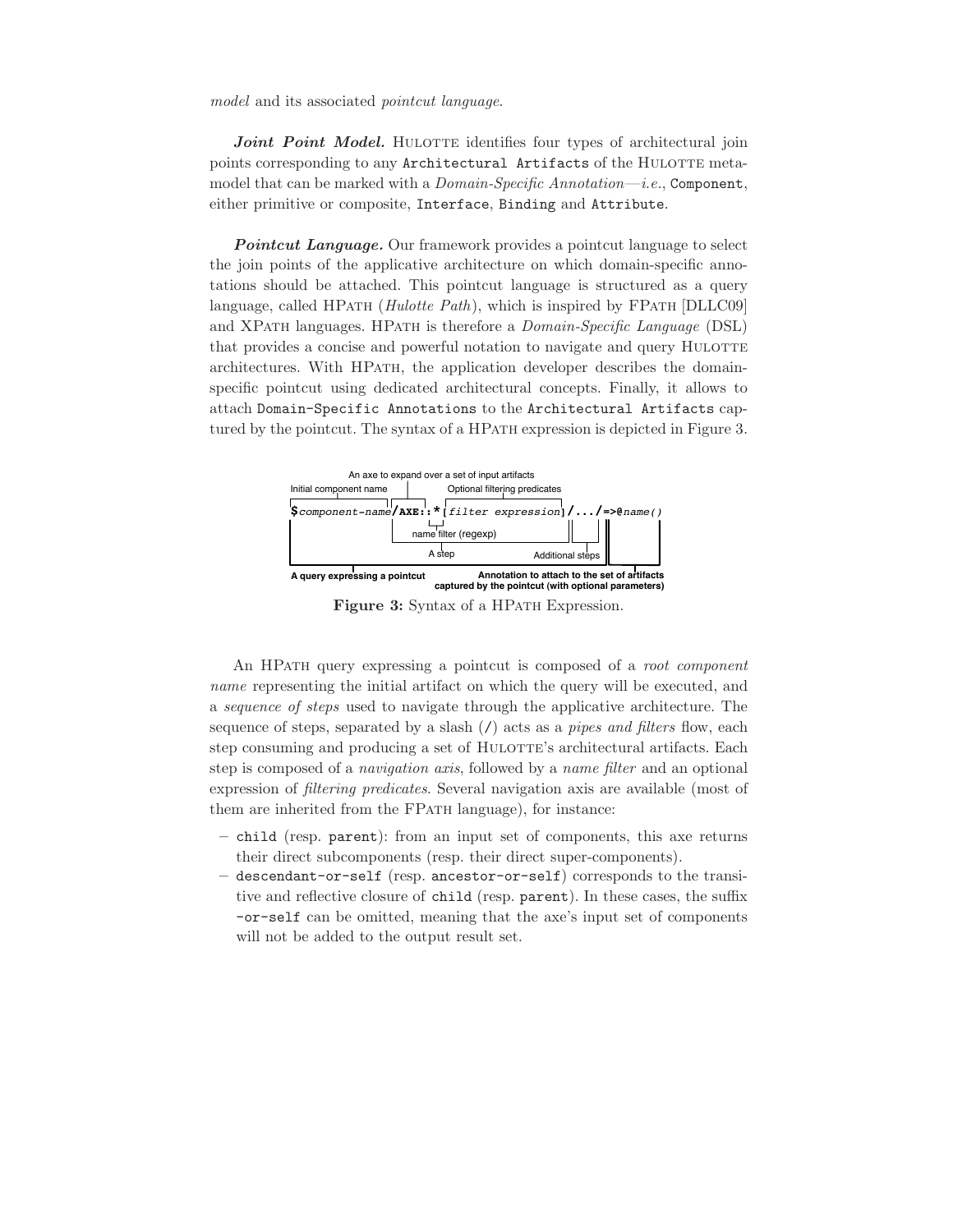*model* and its associated *pointcut language*.

***Joint Point Model.*** HULOTTE identifies four types of architectural join points corresponding to any `Architectural Artifacts` of the HULOTTE metamodel that can be marked with a *Domain-Specific Annotation—i.e.*, `Component`, either primitive or composite, `Interface`, `Binding` and `Attribute`.

***Pointcut Language.*** Our framework provides a pointcut language to select the join points of the applicative architecture on which domain-specific annotations should be attached. This pointcut language is structured as a query language, called HPATH (*Hulotte Path*), which is inspired by FPATH [DLLC09] and XPATH languages. HPATH is therefore a *Domain-Specific Language* (DSL) that provides a concise and powerful notation to navigate and query HULOTTE architectures. With HPATH, the application developer describes the domain-specific pointcut using dedicated architectural concepts. Finally, it allows to attach `Domain-Specific Annotations` to the `Architectural Artifacts` captured by the pointcut. The syntax of a HPATH expression is depicted in Figure 3.

```
        An axe to expand over a set of input artifacts
Initial component name          Optional filtering predicates
$component-name/AXE::*[filter expression]/.../=>@name()
                      name filter (regexp)
                        A step                  Additional steps
A query expressing a pointcut     Annotation to attach to the set of artifacts
                                  captured by the pointcut (with optional parameters)
```

**Figure 3:** Syntax of a HPATH Expression.

An HPATH query expressing a pointcut is composed of a *root component name* representing the initial artifact on which the query will be executed, and a *sequence of steps* used to navigate through the applicative architecture. The sequence of steps, separated by a slash (`/`) acts as a *pipes and filters* flow, each step consuming and producing a set of HULOTTE's architectural artifacts. Each step is composed of a *navigation axis*, followed by a *name filter* and an optional expression of *filtering predicates*. Several navigation axis are available (most of them are inherited from the FPATH language), for instance:

- `child` (resp. `parent`): from an input set of components, this axe returns their direct subcomponents (resp. their direct super-components).
- `descendant-or-self` (resp. `ancestor-or-self`) corresponds to the transitive and reflective closure of `child` (resp. `parent`). In these cases, the suffix `-or-self` can be omitted, meaning that the axe's input set of components will not be added to the output result set.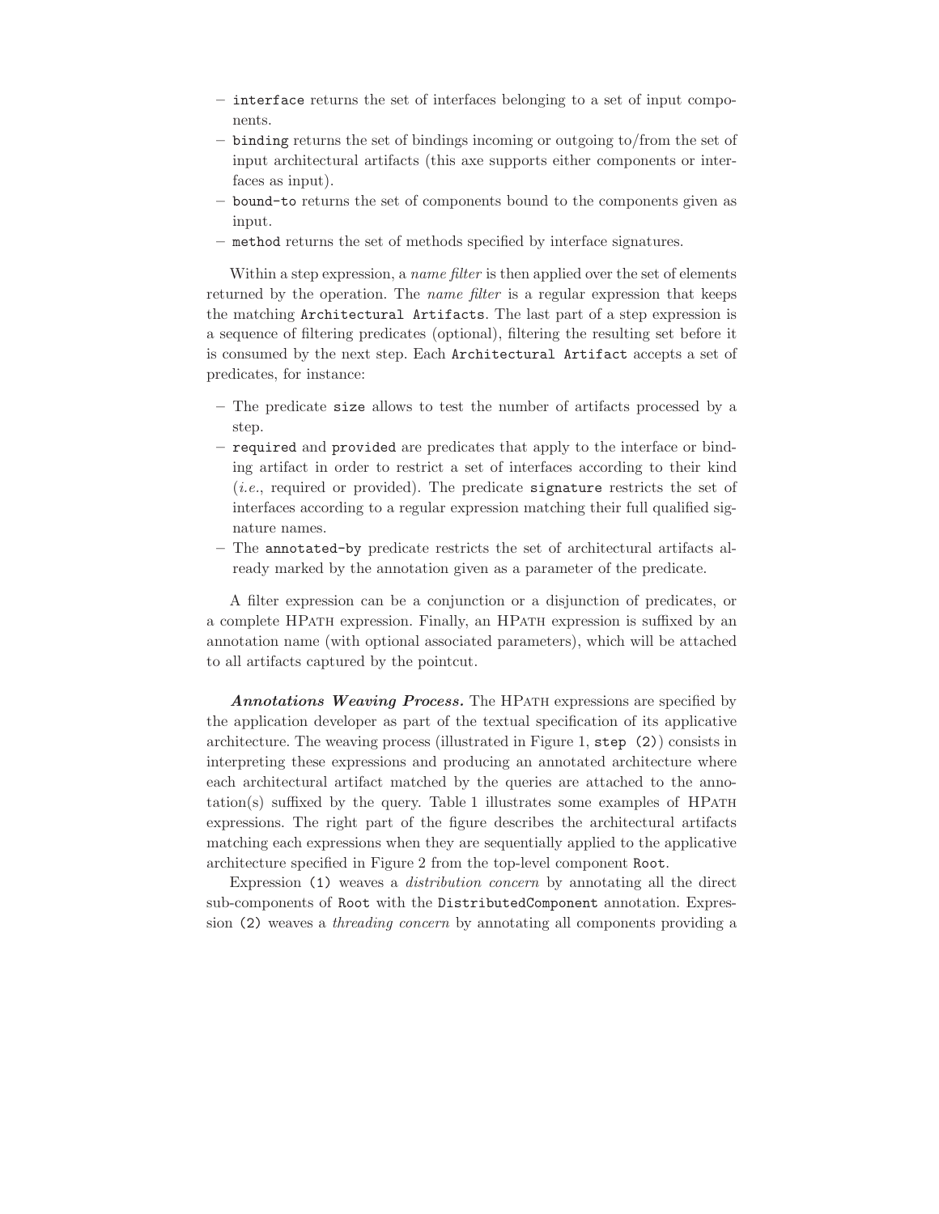- `interface` returns the set of interfaces belonging to a set of input components.
- `binding` returns the set of bindings incoming or outgoing to/from the set of input architectural artifacts (this axe supports either components or interfaces as input).
- `bound-to` returns the set of components bound to the components given as input.
- `method` returns the set of methods specified by interface signatures.

Within a step expression, a *name filter* is then applied over the set of elements returned by the operation. The *name filter* is a regular expression that keeps the matching `Architectural Artifacts`. The last part of a step expression is a sequence of filtering predicates (optional), filtering the resulting set before it is consumed by the next step. Each `Architectural Artifact` accepts a set of predicates, for instance:

- The predicate `size` allows to test the number of artifacts processed by a step.
- `required` and `provided` are predicates that apply to the interface or binding artifact in order to restrict a set of interfaces according to their kind (*i.e.*, required or provided). The predicate `signature` restricts the set of interfaces according to a regular expression matching their full qualified signature names.
- The `annotated-by` predicate restricts the set of architectural artifacts already marked by the annotation given as a parameter of the predicate.

A filter expression can be a conjunction or a disjunction of predicates, or a complete HPath expression. Finally, an HPath expression is suffixed by an annotation name (with optional associated parameters), which will be attached to all artifacts captured by the pointcut.

***Annotations Weaving Process.*** The HPath expressions are specified by the application developer as part of the textual specification of its applicative architecture. The weaving process (illustrated in Figure 1, `step (2)`) consists in interpreting these expressions and producing an annotated architecture where each architectural artifact matched by the queries are attached to the annotation(s) suffixed by the query. Table 1 illustrates some examples of HPath expressions. The right part of the figure describes the architectural artifacts matching each expressions when they are sequentially applied to the applicative architecture specified in Figure 2 from the top-level component `Root`.

Expression `(1)` weaves a *distribution concern* by annotating all the direct sub-components of `Root` with the `DistributedComponent` annotation. Expression `(2)` weaves a *threading concern* by annotating all components providing a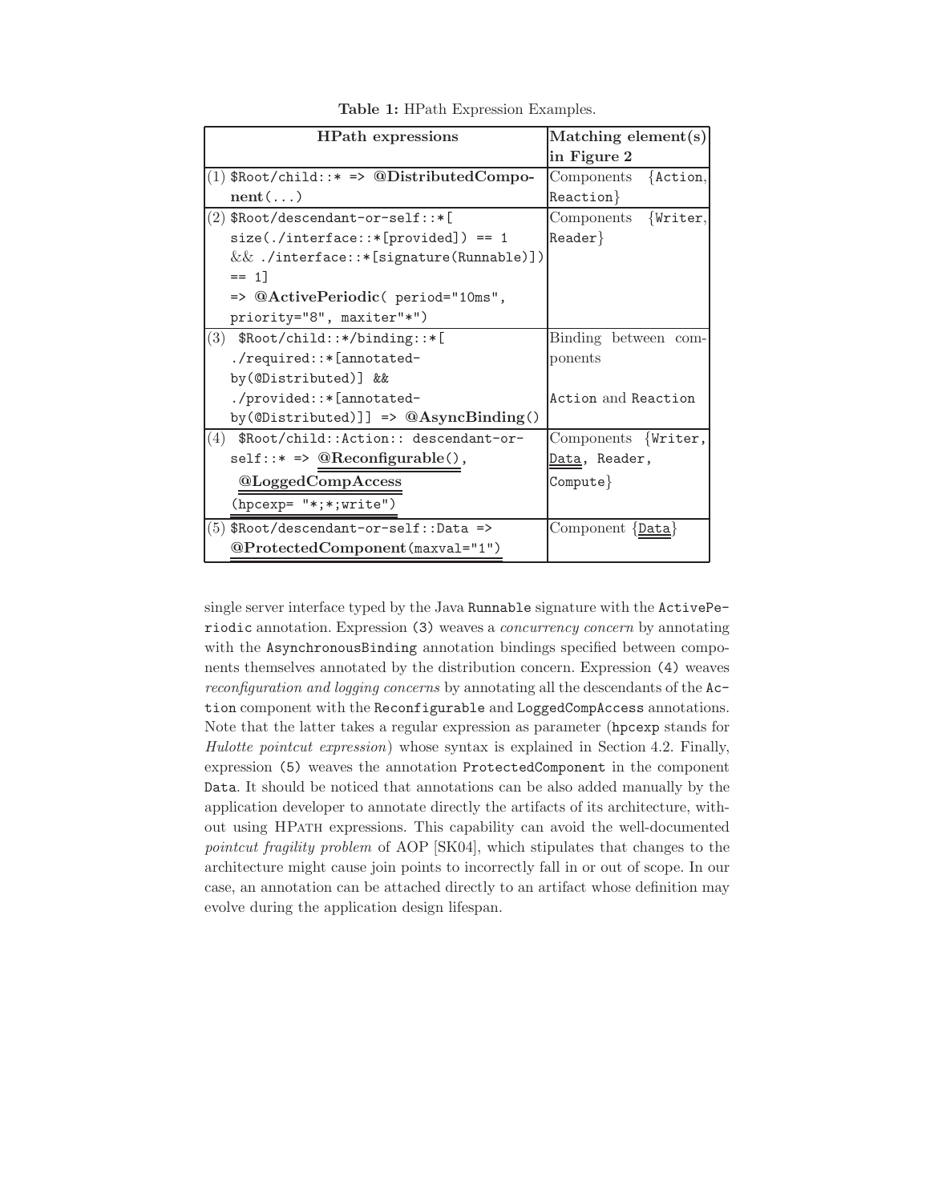**Table 1:** HPath Expression Examples.

| **HPath expressions** | **Matching element(s) in Figure 2** |
|---|---|
| (1) `$Root/child::* =>` **@DistributedComponent**`(...)` | Components {`Action`, `Reaction`} |
| (2) `$Root/descendant-or-self::*[ size(./interface::*[provided]) == 1 && ./interface::*[signature(Runnable)]) == 1] =>` **@ActivePeriodic**`( period="10ms", priority="8", maxiter"*")` | Components {`Writer`, `Reader`} |
| (3) `$Root/child::*/binding::*[ ./required::*[annotated-by(@Distributed)] && ./provided::*[annotated-by(@Distributed)]] =>` **@AsyncBinding**`()` | Binding between components `Action` and `Reaction` |
| (4) `$Root/child::Action:: descendant-or-self::* =>` **@Reconfigurable**`()`, **@LoggedCompAccess**`(hpcexp= "*;*;write")` | Components {`Writer`, `Data`, `Reader`, `Compute`} |
| (5) `$Root/descendant-or-self::Data =>` **@ProtectedComponent**`(maxval="1")` | Component {`Data`} |

single server interface typed by the Java `Runnable` signature with the `ActivePeriodic` annotation. Expression (3) weaves a *concurrency concern* by annotating with the `AsynchronousBinding` annotation bindings specified between components themselves annotated by the distribution concern. Expression (4) weaves *reconfiguration and logging concerns* by annotating all the descendants of the `Action` component with the `Reconfigurable` and `LoggedCompAccess` annotations. Note that the latter takes a regular expression as parameter (`hpcexp` stands for *Hulotte pointcut expression*) whose syntax is explained in Section 4.2. Finally, expression (5) weaves the annotation `ProtectedComponent` in the component `Data`. It should be noticed that annotations can be also added manually by the application developer to annotate directly the artifacts of its architecture, without using HPath expressions. This capability can avoid the well-documented *pointcut fragility problem* of AOP [SK04], which stipulates that changes to the architecture might cause join points to incorrectly fall in or out of scope. In our case, an annotation can be attached directly to an artifact whose definition may evolve during the application design lifespan.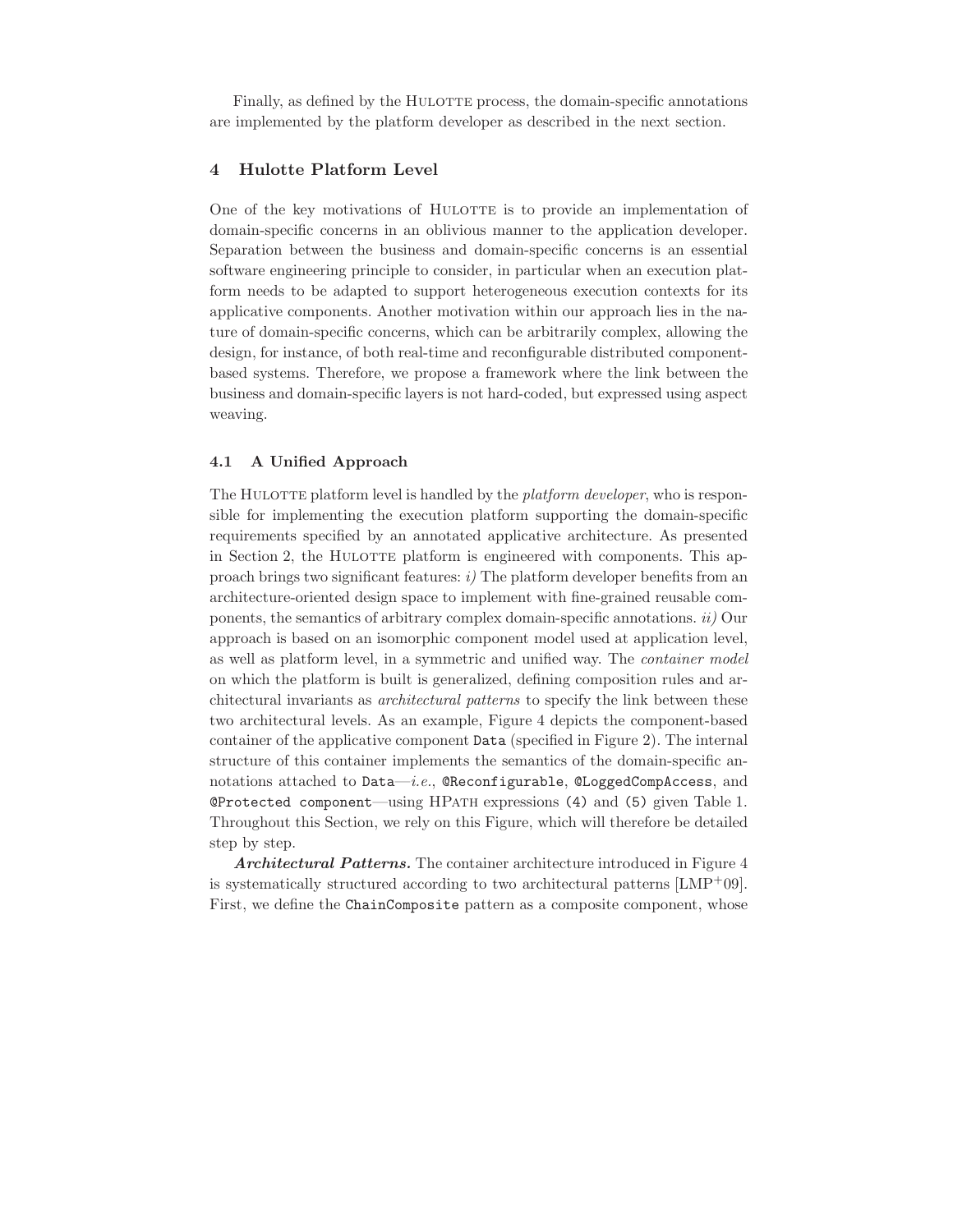Finally, as defined by the HULOTTE process, the domain-specific annotations are implemented by the platform developer as described in the next section.

## 4 Hulotte Platform Level

One of the key motivations of HULOTTE is to provide an implementation of domain-specific concerns in an oblivious manner to the application developer. Separation between the business and domain-specific concerns is an essential software engineering principle to consider, in particular when an execution platform needs to be adapted to support heterogeneous execution contexts for its applicative components. Another motivation within our approach lies in the nature of domain-specific concerns, which can be arbitrarily complex, allowing the design, for instance, of both real-time and reconfigurable distributed component-based systems. Therefore, we propose a framework where the link between the business and domain-specific layers is not hard-coded, but expressed using aspect weaving.

### 4.1 A Unified Approach

The HULOTTE platform level is handled by the *platform developer*, who is responsible for implementing the execution platform supporting the domain-specific requirements specified by an annotated applicative architecture. As presented in Section 2, the HULOTTE platform is engineered with components. This approach brings two significant features: *i)* The platform developer benefits from an architecture-oriented design space to implement with fine-grained reusable components, the semantics of arbitrary complex domain-specific annotations. *ii)* Our approach is based on an isomorphic component model used at application level, as well as platform level, in a symmetric and unified way. The *container model* on which the platform is built is generalized, defining composition rules and architectural invariants as *architectural patterns* to specify the link between these two architectural levels. As an example, Figure 4 depicts the component-based container of the applicative component `Data` (specified in Figure 2). The internal structure of this container implements the semantics of the domain-specific annotations attached to `Data`—*i.e.*, `@Reconfigurable`, `@LoggedCompAccess`, and `@Protected component`—using HPATH expressions `(4)` and `(5)` given Table 1. Throughout this Section, we rely on this Figure, which will therefore be detailed step by step.

***Architectural Patterns.*** The container architecture introduced in Figure 4 is systematically structured according to two architectural patterns [LMP+09]. First, we define the `ChainComposite` pattern as a composite component, whose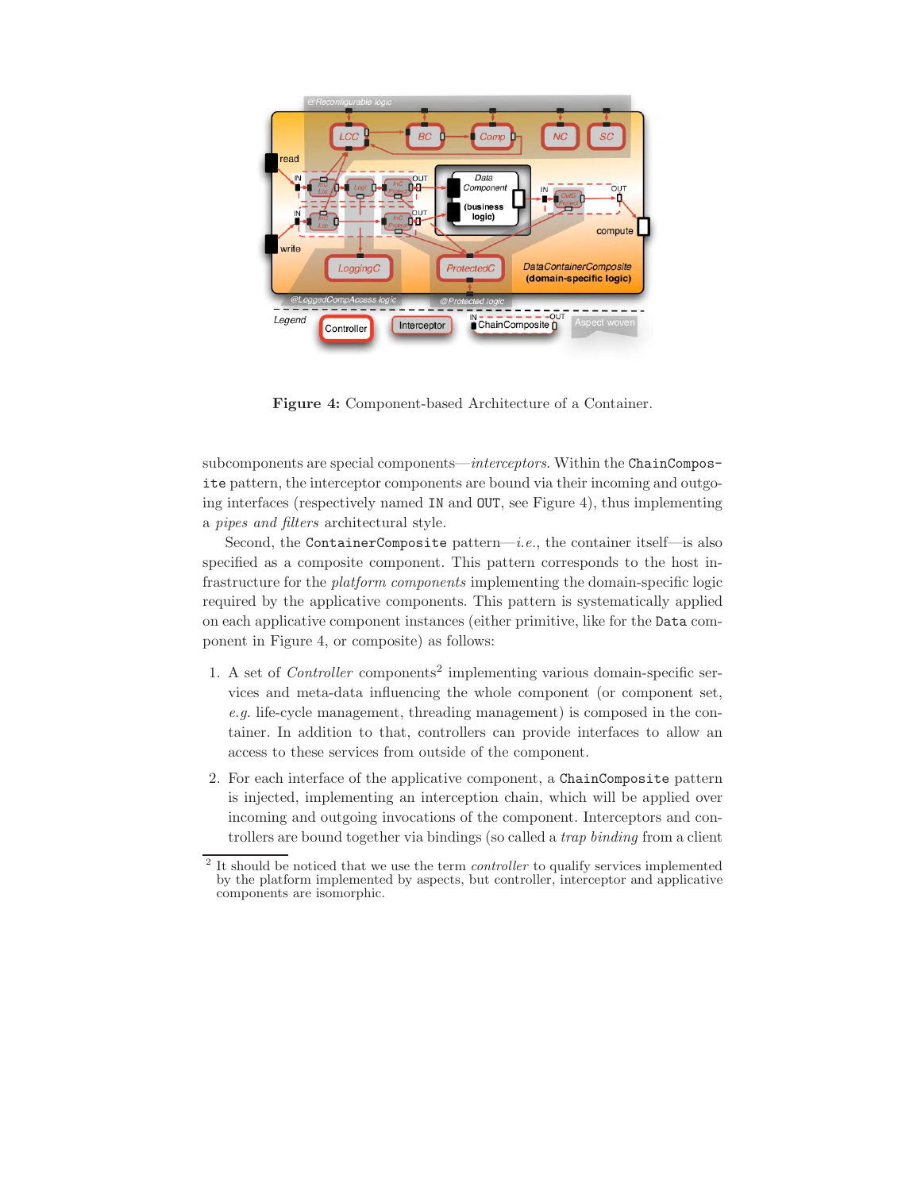**Figure 4:** Component-based Architecture of a Container.

subcomponents are special components—*interceptors*. Within the `ChainComposite` pattern, the interceptor components are bound via their incoming and outgoing interfaces (respectively named `IN` and `OUT`, see Figure 4), thus implementing a *pipes and filters* architectural style.

Second, the `ContainerComposite` pattern—*i.e.*, the container itself—is also specified as a composite component. This pattern corresponds to the host infrastructure for the *platform components* implementing the domain-specific logic required by the applicative components. This pattern is systematically applied on each applicative component instances (either primitive, like for the `Data` component in Figure 4, or composite) as follows:

1. A set of *Controller* components[2] implementing various domain-specific services and meta-data influencing the whole component (or component set, *e.g.* life-cycle management, threading management) is composed in the container. In addition to that, controllers can provide interfaces to allow an access to these services from outside of the component.
2. For each interface of the applicative component, a `ChainComposite` pattern is injected, implementing an interception chain, which will be applied over incoming and outgoing invocations of the component. Interceptors and controllers are bound together via bindings (so called a *trap binding* from a client

[2] It should be noticed that we use the term *controller* to qualify services implemented by the platform implemented by aspects, but controller, interceptor and applicative components are isomorphic.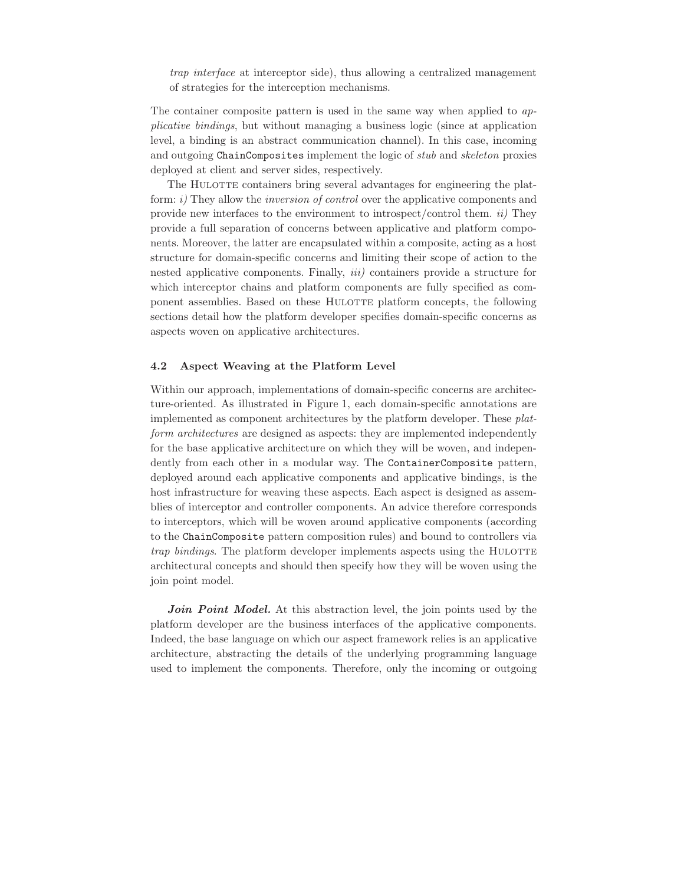*trap interface* at interceptor side), thus allowing a centralized management of strategies for the interception mechanisms.

The container composite pattern is used in the same way when applied to *applicative bindings*, but without managing a business logic (since at application level, a binding is an abstract communication channel). In this case, incoming and outgoing `ChainComposites` implement the logic of *stub* and *skeleton* proxies deployed at client and server sides, respectively.

The Hulotte containers bring several advantages for engineering the platform: *i)* They allow the *inversion of control* over the applicative components and provide new interfaces to the environment to introspect/control them. *ii)* They provide a full separation of concerns between applicative and platform components. Moreover, the latter are encapsulated within a composite, acting as a host structure for domain-specific concerns and limiting their scope of action to the nested applicative components. Finally, *iii)* containers provide a structure for which interceptor chains and platform components are fully specified as component assemblies. Based on these Hulotte platform concepts, the following sections detail how the platform developer specifies domain-specific concerns as aspects woven on applicative architectures.

### 4.2 Aspect Weaving at the Platform Level

Within our approach, implementations of domain-specific concerns are architecture-oriented. As illustrated in Figure 1, each domain-specific annotations are implemented as component architectures by the platform developer. These *platform architectures* are designed as aspects: they are implemented independently for the base applicative architecture on which they will be woven, and independently from each other in a modular way. The `ContainerComposite` pattern, deployed around each applicative components and applicative bindings, is the host infrastructure for weaving these aspects. Each aspect is designed as assemblies of interceptor and controller components. An advice therefore corresponds to interceptors, which will be woven around applicative components (according to the `ChainComposite` pattern composition rules) and bound to controllers via *trap bindings*. The platform developer implements aspects using the Hulotte architectural concepts and should then specify how they will be woven using the join point model.

***Join Point Model.*** At this abstraction level, the join points used by the platform developer are the business interfaces of the applicative components. Indeed, the base language on which our aspect framework relies is an applicative architecture, abstracting the details of the underlying programming language used to implement the components. Therefore, only the incoming or outgoing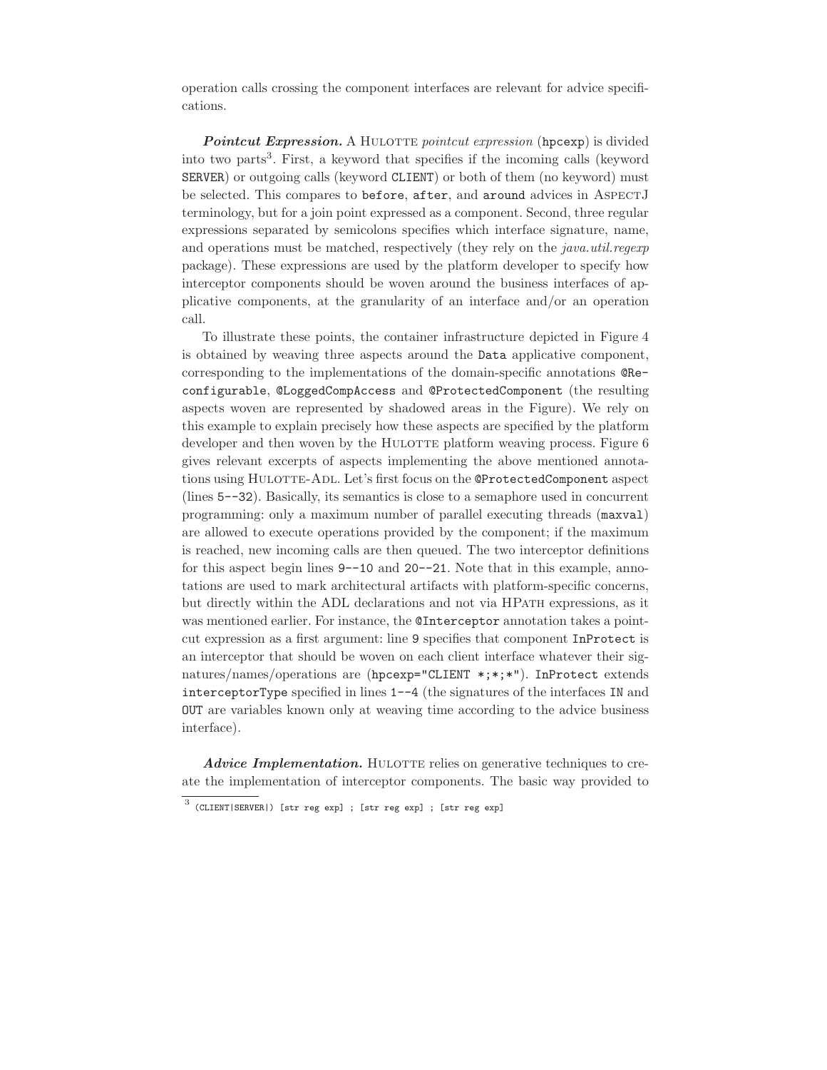operation calls crossing the component interfaces are relevant for advice specifications.

***Pointcut Expression.*** A HULOTTE *pointcut expression* (`hpcexp`) is divided into two parts[3]. First, a keyword that specifies if the incoming calls (keyword `SERVER`) or outgoing calls (keyword `CLIENT`) or both of them (no keyword) must be selected. This compares to `before`, `after`, and `around` advices in ASPECTJ terminology, but for a join point expressed as a component. Second, three regular expressions separated by semicolons specifies which interface signature, name, and operations must be matched, respectively (they rely on the *java.util.regexp* package). These expressions are used by the platform developer to specify how interceptor components should be woven around the business interfaces of applicative components, at the granularity of an interface and/or an operation call.

To illustrate these points, the container infrastructure depicted in Figure 4 is obtained by weaving three aspects around the `Data` applicative component, corresponding to the implementations of the domain-specific annotations `@Reconfigurable`, `@LoggedCompAccess` and `@ProtectedComponent` (the resulting aspects woven are represented by shadowed areas in the Figure). We rely on this example to explain precisely how these aspects are specified by the platform developer and then woven by the HULOTTE platform weaving process. Figure 6 gives relevant excerpts of aspects implementing the above mentioned annotations using HULOTTE-ADL. Let's first focus on the `@ProtectedComponent` aspect (lines `5--32`). Basically, its semantics is close to a semaphore used in concurrent programming: only a maximum number of parallel executing threads (`maxval`) are allowed to execute operations provided by the component; if the maximum is reached, new incoming calls are then queued. The two interceptor definitions for this aspect begin lines `9--10` and `20--21`. Note that in this example, annotations are used to mark architectural artifacts with platform-specific concerns, but directly within the ADL declarations and not via HPATH expressions, as it was mentioned earlier. For instance, the `@Interceptor` annotation takes a pointcut expression as a first argument: line `9` specifies that component `InProtect` is an interceptor that should be woven on each client interface whatever their signatures/names/operations are (`hpcexp="CLIENT *;*;*"`). `InProtect` extends `interceptorType` specified in lines `1--4` (the signatures of the interfaces `IN` and `OUT` are variables known only at weaving time according to the advice business interface).

***Advice Implementation.*** HULOTTE relies on generative techniques to create the implementation of interceptor components. The basic way provided to

[3] `(CLIENT|SERVER|) [str reg exp] ; [str reg exp] ; [str reg exp]`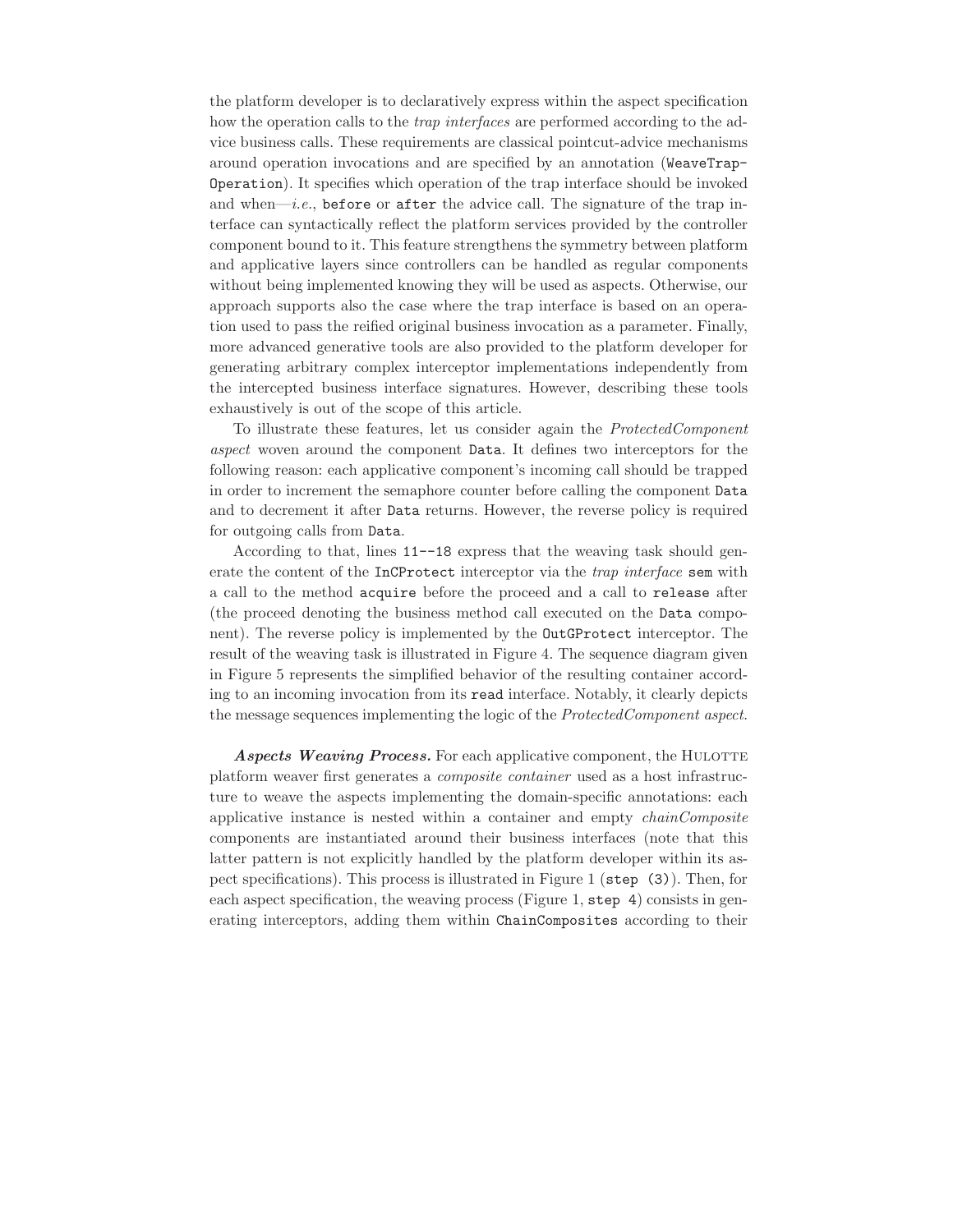the platform developer is to declaratively express within the aspect specification how the operation calls to the *trap interfaces* are performed according to the advice business calls. These requirements are classical pointcut-advice mechanisms around operation invocations and are specified by an annotation (`WeaveTrap-Operation`). It specifies which operation of the trap interface should be invoked and when—*i.e.*, `before` or `after` the advice call. The signature of the trap interface can syntactically reflect the platform services provided by the controller component bound to it. This feature strengthens the symmetry between platform and applicative layers since controllers can be handled as regular components without being implemented knowing they will be used as aspects. Otherwise, our approach supports also the case where the trap interface is based on an operation used to pass the reified original business invocation as a parameter. Finally, more advanced generative tools are also provided to the platform developer for generating arbitrary complex interceptor implementations independently from the intercepted business interface signatures. However, describing these tools exhaustively is out of the scope of this article.

To illustrate these features, let us consider again the *ProtectedComponent aspect* woven around the component `Data`. It defines two interceptors for the following reason: each applicative component's incoming call should be trapped in order to increment the semaphore counter before calling the component `Data` and to decrement it after `Data` returns. However, the reverse policy is required for outgoing calls from `Data`.

According to that, lines `11--18` express that the weaving task should generate the content of the `InCProtect` interceptor via the *trap interface* `sem` with a call to the method `acquire` before the proceed and a call to `release` after (the proceed denoting the business method call executed on the `Data` component). The reverse policy is implemented by the `OutGProtect` interceptor. The result of the weaving task is illustrated in Figure 4. The sequence diagram given in Figure 5 represents the simplified behavior of the resulting container according to an incoming invocation from its `read` interface. Notably, it clearly depicts the message sequences implementing the logic of the *ProtectedComponent aspect*.

***Aspects Weaving Process.*** For each applicative component, the Hulotte platform weaver first generates a *composite container* used as a host infrastructure to weave the aspects implementing the domain-specific annotations: each applicative instance is nested within a container and empty *chainComposite* components are instantiated around their business interfaces (note that this latter pattern is not explicitly handled by the platform developer within its aspect specifications). This process is illustrated in Figure 1 (`step (3)`). Then, for each aspect specification, the weaving process (Figure 1, `step 4`) consists in generating interceptors, adding them within `ChainComposites` according to their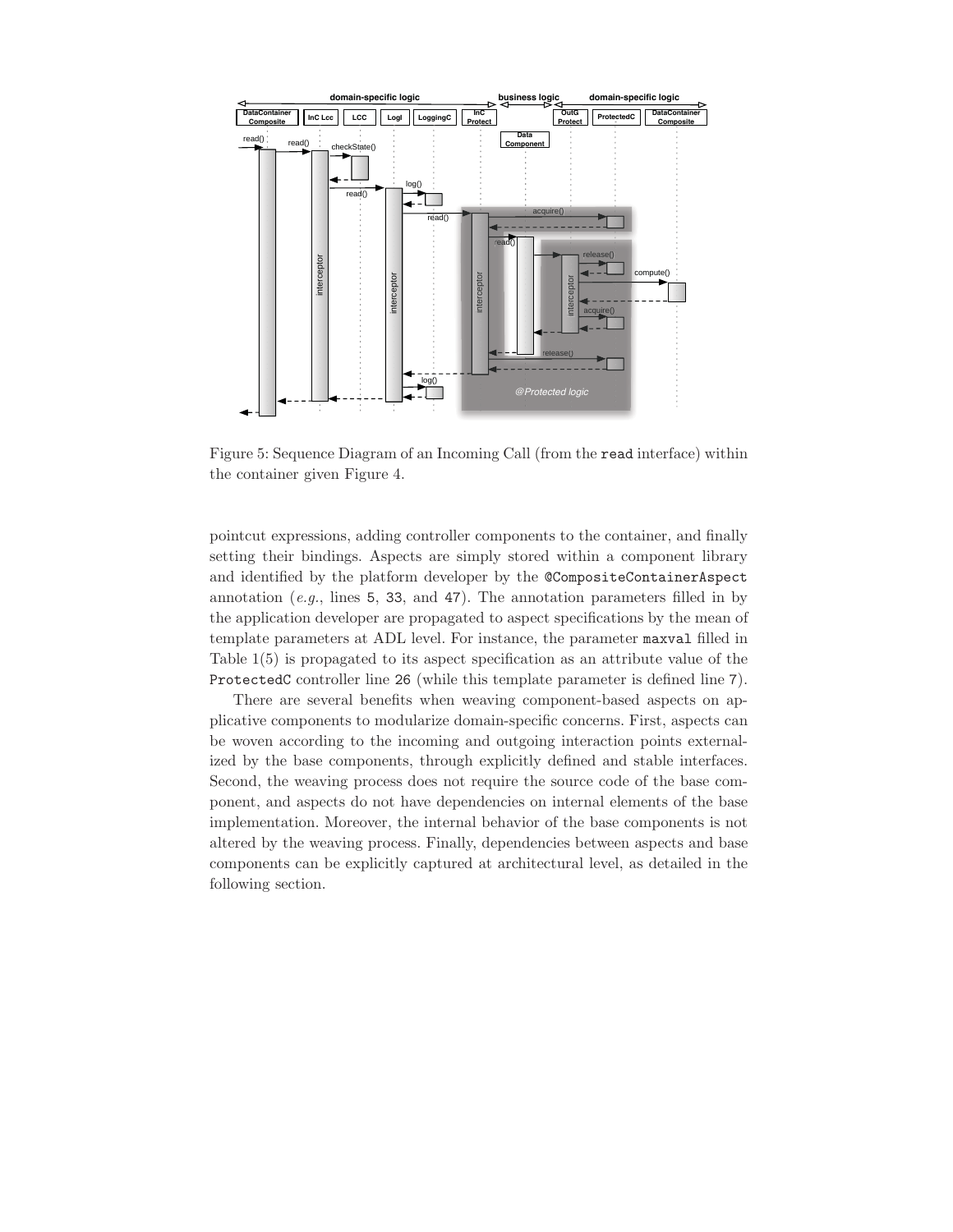Figure 5: Sequence Diagram of an Incoming Call (from the `read` interface) within the container given Figure 4.

pointcut expressions, adding controller components to the container, and finally setting their bindings. Aspects are simply stored within a component library and identified by the platform developer by the `@CompositeContainerAspect` annotation (*e.g.*, lines 5, 33, and 47). The annotation parameters filled in by the application developer are propagated to aspect specifications by the mean of template parameters at ADL level. For instance, the parameter `maxval` filled in Table 1(5) is propagated to its aspect specification as an attribute value of the `ProtectedC` controller line 26 (while this template parameter is defined line 7).

There are several benefits when weaving component-based aspects on applicative components to modularize domain-specific concerns. First, aspects can be woven according to the incoming and outgoing interaction points externalized by the base components, through explicitly defined and stable interfaces. Second, the weaving process does not require the source code of the base component, and aspects do not have dependencies on internal elements of the base implementation. Moreover, the internal behavior of the base components is not altered by the weaving process. Finally, dependencies between aspects and base components can be explicitly captured at architectural level, as detailed in the following section.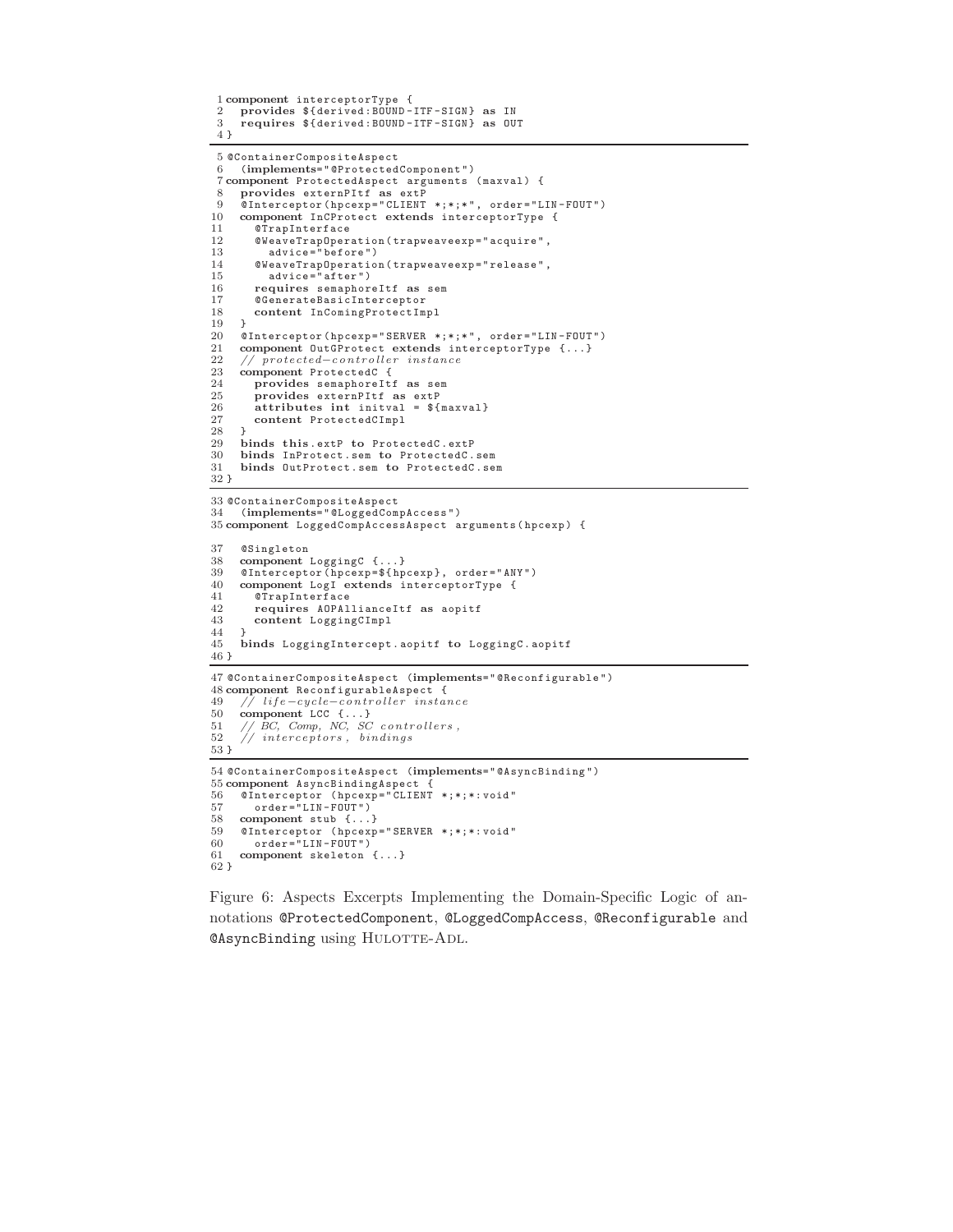```
1 component interceptorType {
2   provides ${derived:BOUND-ITF-SIGN} as IN
3   requires ${derived:BOUND-ITF-SIGN} as OUT
4 }
```

```
5 @ContainerCompositeAspect
6   (implements="@ProtectedComponent")
7 component ProtectedAspect arguments (maxval) {
8   provides externPItf as extP
9   @Interceptor(hpcexp="CLIENT *;*;*", order="LIN-FOUT")
10  component InCProtect extends interceptorType {
11    @TrapInterface
12    @WeaveTrapOperation(trapweaveexp="acquire",
13      advice="before")
14    @WeaveTrapOperation(trapweaveexp="release",
15      advice="after")
16    requires semaphoreItf as sem
17    @GenerateBasicInterceptor
18    content InComingProtectImpl
19  }
20  @Interceptor(hpcexp="SERVER *;*;*", order="LIN-FOUT")
21  component OutGProtect extends interceptorType {...}
22  // protected-controller instance
23  component ProtectedC {
24    provides semaphoreItf as sem
25    provides externPItf as extP
26    attributes int initval = ${maxval}
27    content ProtectedCImpl
28  }
29  binds this.extP to ProtectedC.extP
30  binds InProtect.sem to ProtectedC.sem
31  binds OutProtect.sem to ProtectedC.sem
32 }
```

```
33 @ContainerCompositeAspect
34   (implements="@LoggedCompAccess")
35 component LoggedCompAccessAspect arguments(hpcexp) {

37   @Singleton
38   component LoggingC {...}
39   @Interceptor(hpcexp=${hpcexp}, order="ANY")
40   component LogI extends interceptorType {
41     @TrapInterface
42     requires AOPAllianceItf as aopitf
43     content LoggingCImpl
44   }
45   binds LoggingIntercept.aopitf to LoggingC.aopitf
46 }
```

```
47 @ContainerCompositeAspect (implements="@Reconfigurable")
48 component ReconfigurableAspect {
49   // life-cycle-controller instance
50   component LCC {...}
51   // BC, Comp, NC, SC controllers,
52   // interceptors, bindings
53 }
```

```
54 @ContainerCompositeAspect (implements="@AsyncBinding")
55 component AsyncBindingAspect {
56   @Interceptor (hpcexp="CLIENT *;*;*:void"
57     order="LIN-FOUT")
58   component stub {...}
59   @Interceptor (hpcexp="SERVER *;*;*:void"
60     order="LIN-FOUT")
61   component skeleton {...}
62 }
```

Figure 6: Aspects Excerpts Implementing the Domain-Specific Logic of annotations `@ProtectedComponent`, `@LoggedCompAccess`, `@Reconfigurable` and `@AsyncBinding` using HULOTTE-ADL.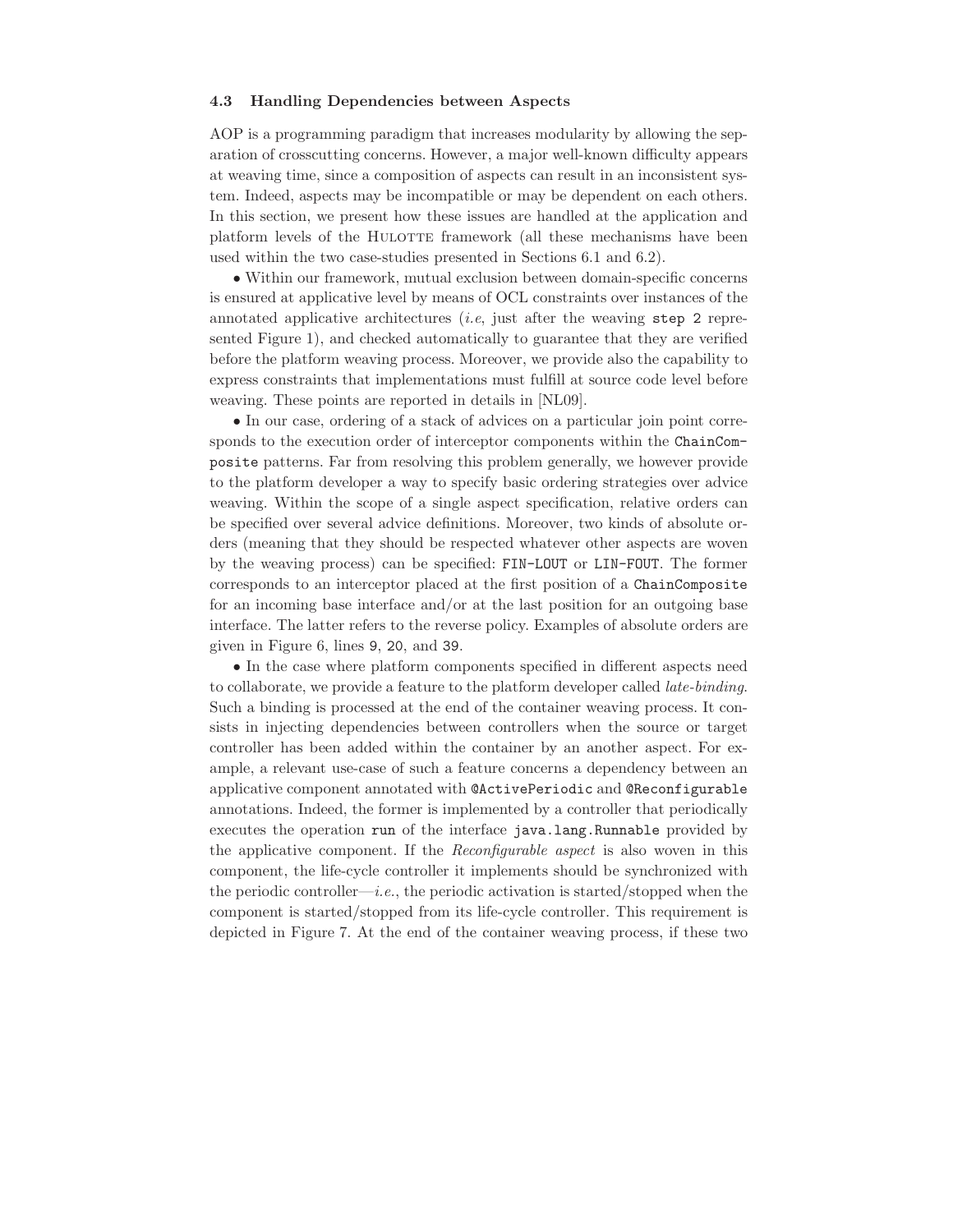### 4.3 Handling Dependencies between Aspects

AOP is a programming paradigm that increases modularity by allowing the separation of crosscutting concerns. However, a major well-known difficulty appears at weaving time, since a composition of aspects can result in an inconsistent system. Indeed, aspects may be incompatible or may be dependent on each others. In this section, we present how these issues are handled at the application and platform levels of the HULOTTE framework (all these mechanisms have been used within the two case-studies presented in Sections 6.1 and 6.2).

• Within our framework, mutual exclusion between domain-specific concerns is ensured at applicative level by means of OCL constraints over instances of the annotated applicative architectures (*i.e*, just after the weaving `step 2` represented Figure 1), and checked automatically to guarantee that they are verified before the platform weaving process. Moreover, we provide also the capability to express constraints that implementations must fulfill at source code level before weaving. These points are reported in details in [NL09].

• In our case, ordering of a stack of advices on a particular join point corresponds to the execution order of interceptor components within the `ChainComposite` patterns. Far from resolving this problem generally, we however provide to the platform developer a way to specify basic ordering strategies over advice weaving. Within the scope of a single aspect specification, relative orders can be specified over several advice definitions. Moreover, two kinds of absolute orders (meaning that they should be respected whatever other aspects are woven by the weaving process) can be specified: `FIN-LOUT` or `LIN-FOUT`. The former corresponds to an interceptor placed at the first position of a `ChainComposite` for an incoming base interface and/or at the last position for an outgoing base interface. The latter refers to the reverse policy. Examples of absolute orders are given in Figure 6, lines `9`, `20`, and `39`.

• In the case where platform components specified in different aspects need to collaborate, we provide a feature to the platform developer called *late-binding*. Such a binding is processed at the end of the container weaving process. It consists in injecting dependencies between controllers when the source or target controller has been added within the container by an another aspect. For example, a relevant use-case of such a feature concerns a dependency between an applicative component annotated with `@ActivePeriodic` and `@Reconfigurable` annotations. Indeed, the former is implemented by a controller that periodically executes the operation `run` of the interface `java.lang.Runnable` provided by the applicative component. If the *Reconfigurable aspect* is also woven in this component, the life-cycle controller it implements should be synchronized with the periodic controller—*i.e.*, the periodic activation is started/stopped when the component is started/stopped from its life-cycle controller. This requirement is depicted in Figure 7. At the end of the container weaving process, if these two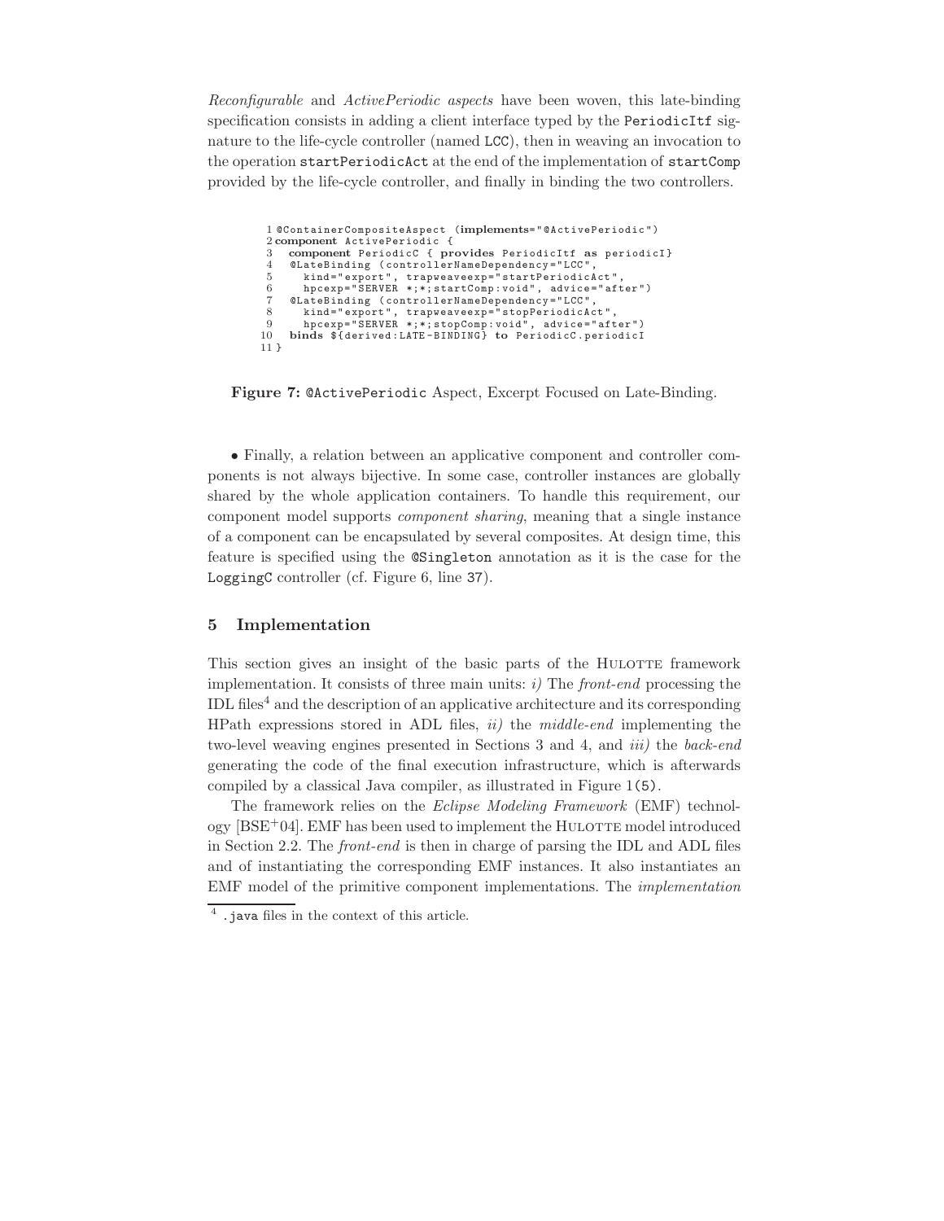*Reconfigurable* and *ActivePeriodic aspects* have been woven, this late-binding specification consists in adding a client interface typed by the `PeriodicItf` signature to the life-cycle controller (named `LCC`), then in weaving an invocation to the operation `startPeriodicAct` at the end of the implementation of `startComp` provided by the life-cycle controller, and finally in binding the two controllers.

```
1 @ContainerCompositeAspect (implements="@ActivePeriodic")
2 component ActivePeriodic {
3   component PeriodicC { provides PeriodicItf as periodicI}
4   @LateBinding (controllerNameDependency="LCC",
5     kind="export", trapweaveexp="startPeriodicAct",
6     hpcexp="SERVER *;*;startComp:void", advice="after")
7   @LateBinding (controllerNameDependency="LCC",
8     kind="export", trapweaveexp="stopPeriodicAct",
9     hpcexp="SERVER *;*;stopComp:void", advice="after")
10  binds ${derived:LATE-BINDING} to PeriodicC.periodicI
11 }
```

**Figure 7:** `@ActivePeriodic` Aspect, Excerpt Focused on Late-Binding.

• Finally, a relation between an applicative component and controller components is not always bijective. In some case, controller instances are globally shared by the whole application containers. To handle this requirement, our component model supports *component sharing*, meaning that a single instance of a component can be encapsulated by several composites. At design time, this feature is specified using the `@Singleton` annotation as it is the case for the `LoggingC` controller (cf. Figure 6, line `37`).

## 5 Implementation

This section gives an insight of the basic parts of the Hulotte framework implementation. It consists of three main units: *i)* The *front-end* processing the IDL files[4] and the description of an applicative architecture and its corresponding HPath expressions stored in ADL files, *ii)* the *middle-end* implementing the two-level weaving engines presented in Sections 3 and 4, and *iii)* the *back-end* generating the code of the final execution infrastructure, which is afterwards compiled by a classical Java compiler, as illustrated in Figure 1`(5)`.

The framework relies on the *Eclipse Modeling Framework* (EMF) technology [BSE+04]. EMF has been used to implement the Hulotte model introduced in Section 2.2. The *front-end* is then in charge of parsing the IDL and ADL files and of instantiating the corresponding EMF instances. It also instantiates an EMF model of the primitive component implementations. The *implementation*

[4] `.java` files in the context of this article.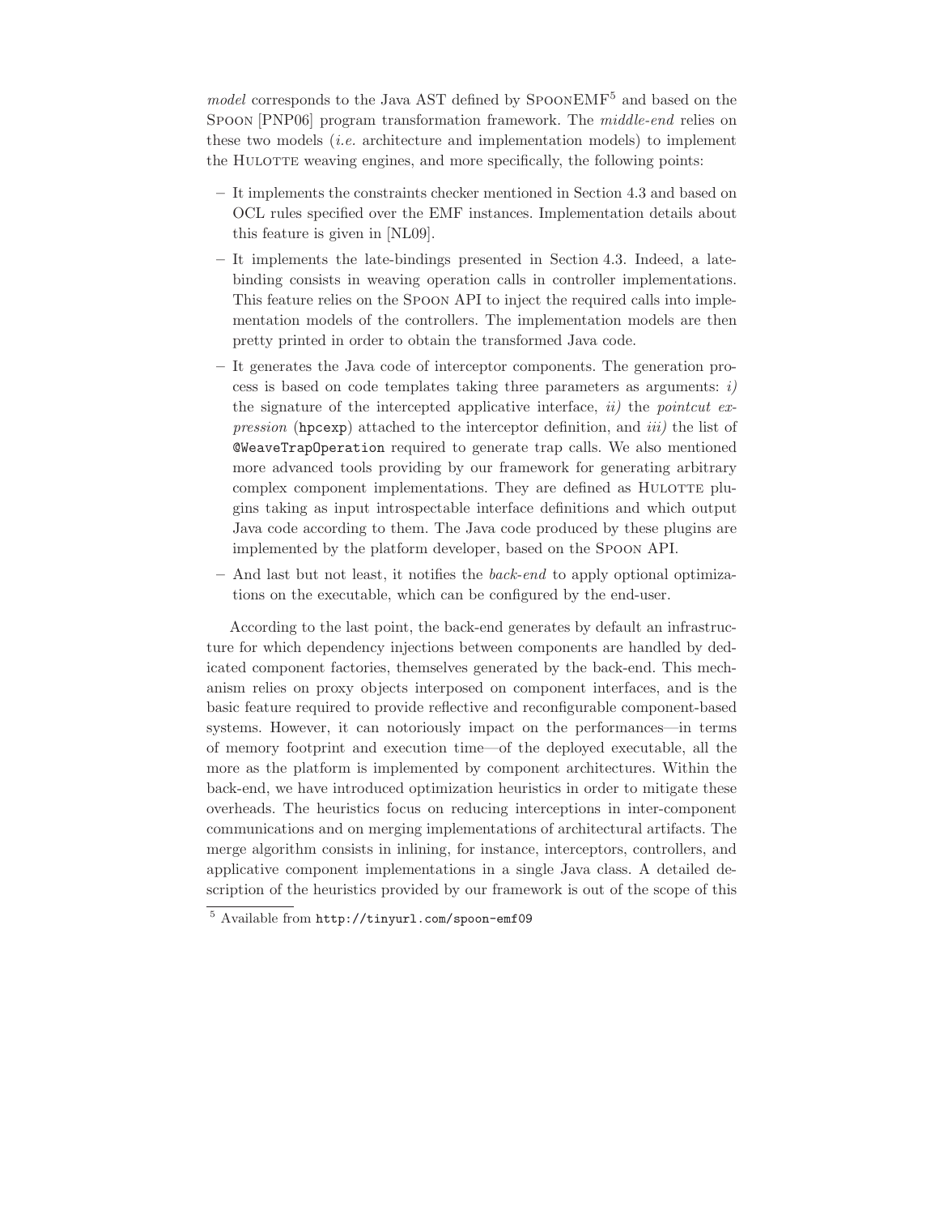*model* corresponds to the Java AST defined by SpoonEMF[5] and based on the Spoon [PNP06] program transformation framework. The *middle-end* relies on these two models (*i.e.* architecture and implementation models) to implement the Hulotte weaving engines, and more specifically, the following points:

- It implements the constraints checker mentioned in Section 4.3 and based on OCL rules specified over the EMF instances. Implementation details about this feature is given in [NL09].
- It implements the late-bindings presented in Section 4.3. Indeed, a late-binding consists in weaving operation calls in controller implementations. This feature relies on the Spoon API to inject the required calls into implementation models of the controllers. The implementation models are then pretty printed in order to obtain the transformed Java code.
- It generates the Java code of interceptor components. The generation process is based on code templates taking three parameters as arguments: *i)* the signature of the intercepted applicative interface, *ii)* the *pointcut expression* (`hpcexp`) attached to the interceptor definition, and *iii)* the list of `@WeaveTrapOperation` required to generate trap calls. We also mentioned more advanced tools providing by our framework for generating arbitrary complex component implementations. They are defined as Hulotte plugins taking as input introspectable interface definitions and which output Java code according to them. The Java code produced by these plugins are implemented by the platform developer, based on the Spoon API.
- And last but not least, it notifies the *back-end* to apply optional optimizations on the executable, which can be configured by the end-user.

According to the last point, the back-end generates by default an infrastructure for which dependency injections between components are handled by dedicated component factories, themselves generated by the back-end. This mechanism relies on proxy objects interposed on component interfaces, and is the basic feature required to provide reflective and reconfigurable component-based systems. However, it can notoriously impact on the performances—in terms of memory footprint and execution time—of the deployed executable, all the more as the platform is implemented by component architectures. Within the back-end, we have introduced optimization heuristics in order to mitigate these overheads. The heuristics focus on reducing interceptions in inter-component communications and on merging implementations of architectural artifacts. The merge algorithm consists in inlining, for instance, interceptors, controllers, and applicative component implementations in a single Java class. A detailed description of the heuristics provided by our framework is out of the scope of this

[5] Available from `http://tinyurl.com/spoon-emf09`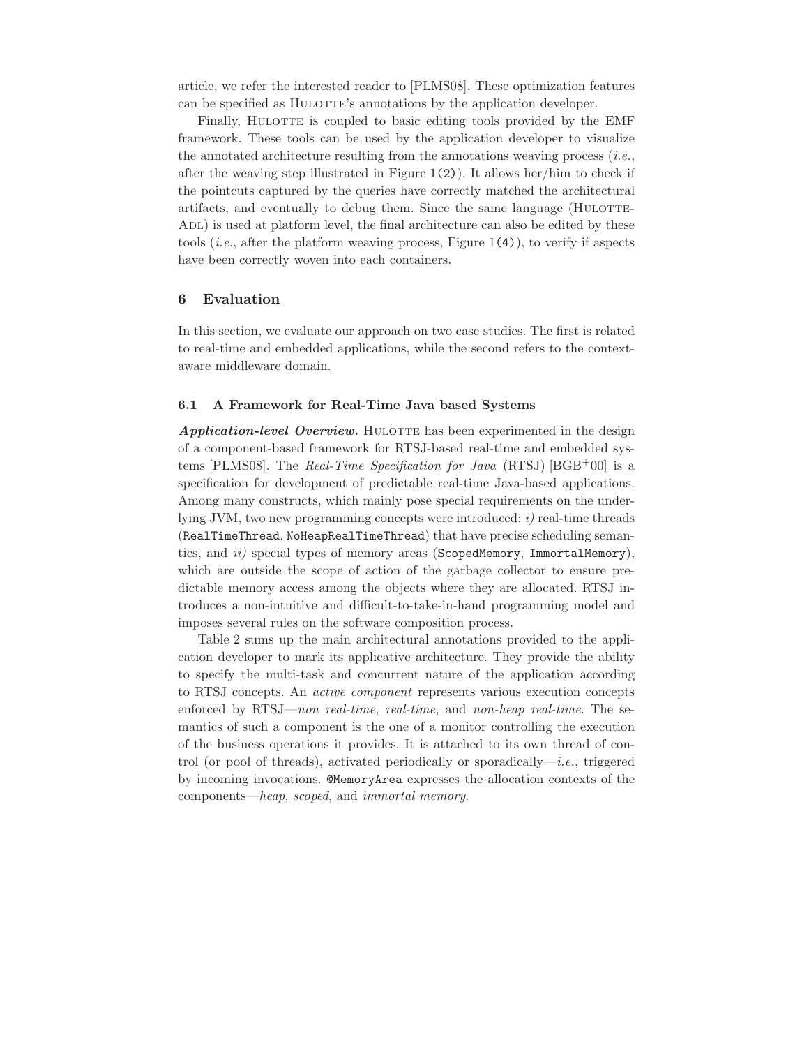article, we refer the interested reader to [PLMS08]. These optimization features can be specified as Hulotte's annotations by the application developer.

Finally, Hulotte is coupled to basic editing tools provided by the EMF framework. These tools can be used by the application developer to visualize the annotated architecture resulting from the annotations weaving process (*i.e.*, after the weaving step illustrated in Figure 1(2)). It allows her/him to check if the pointcuts captured by the queries have correctly matched the architectural artifacts, and eventually to debug them. Since the same language (Hulotte-Adl) is used at platform level, the final architecture can also be edited by these tools (*i.e.*, after the platform weaving process, Figure 1(4)), to verify if aspects have been correctly woven into each containers.

## 6 Evaluation

In this section, we evaluate our approach on two case studies. The first is related to real-time and embedded applications, while the second refers to the context-aware middleware domain.

### 6.1 A Framework for Real-Time Java based Systems

***Application-level Overview.*** Hulotte has been experimented in the design of a component-based framework for RTSJ-based real-time and embedded systems [PLMS08]. The *Real-Time Specification for Java* (RTSJ) [BGB+00] is a specification for development of predictable real-time Java-based applications. Among many constructs, which mainly pose special requirements on the underlying JVM, two new programming concepts were introduced: *i)* real-time threads (`RealTimeThread`, `NoHeapRealTimeThread`) that have precise scheduling semantics, and *ii)* special types of memory areas (`ScopedMemory`, `ImmortalMemory`), which are outside the scope of action of the garbage collector to ensure predictable memory access among the objects where they are allocated. RTSJ introduces a non-intuitive and difficult-to-take-in-hand programming model and imposes several rules on the software composition process.

Table 2 sums up the main architectural annotations provided to the application developer to mark its applicative architecture. They provide the ability to specify the multi-task and concurrent nature of the application according to RTSJ concepts. An *active component* represents various execution concepts enforced by RTSJ—*non real-time*, *real-time*, and *non-heap real-time*. The semantics of such a component is the one of a monitor controlling the execution of the business operations it provides. It is attached to its own thread of control (or pool of threads), activated periodically or sporadically—*i.e.*, triggered by incoming invocations. `@MemoryArea` expresses the allocation contexts of the components—*heap*, *scoped*, and *immortal memory*.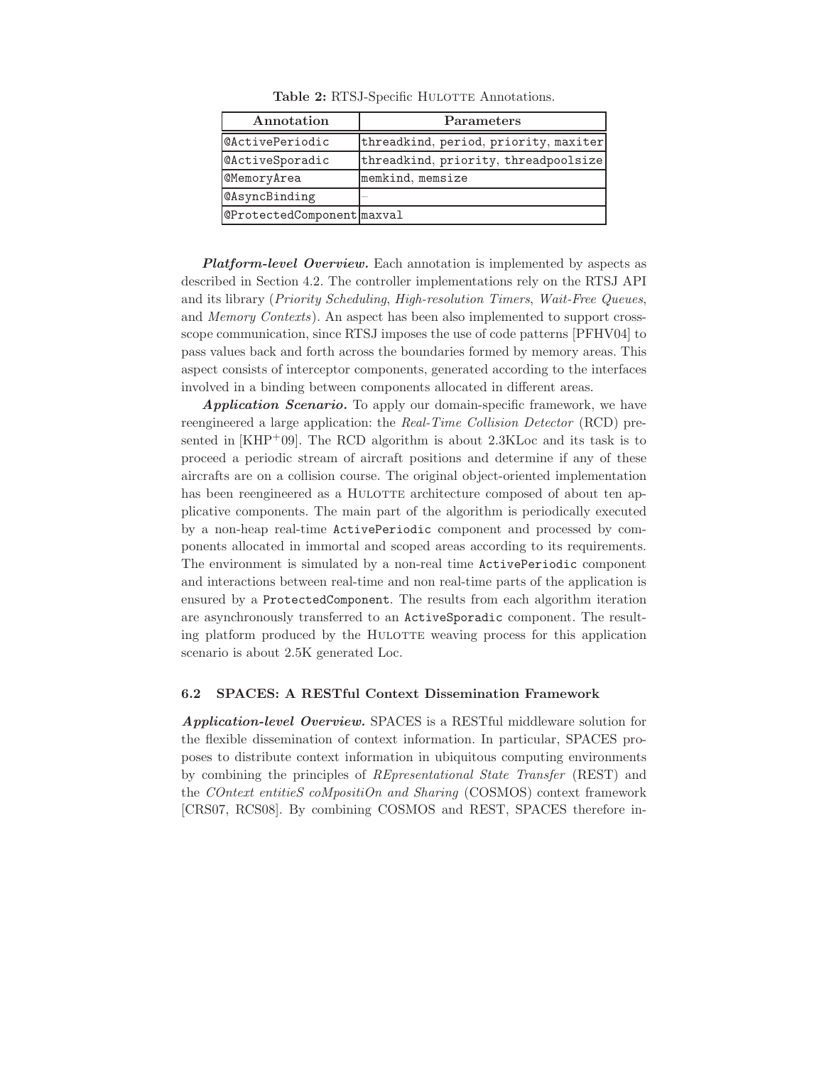**Table 2:** RTSJ-Specific HULOTTE Annotations.

| Annotation | Parameters |
|---|---|
| @ActivePeriodic | threadkind, period, priority, maxiter |
| @ActiveSporadic | threadkind, priority, threadpoolsize |
| @MemoryArea | memkind, memsize |
| @AsyncBinding | – |
| @ProtectedComponent | maxval |

***Platform-level Overview.*** Each annotation is implemented by aspects as described in Section 4.2. The controller implementations rely on the RTSJ API and its library (*Priority Scheduling*, *High-resolution Timers*, *Wait-Free Queues*, and *Memory Contexts*). An aspect has been also implemented to support cross-scope communication, since RTSJ imposes the use of code patterns [PFHV04] to pass values back and forth across the boundaries formed by memory areas. This aspect consists of interceptor components, generated according to the interfaces involved in a binding between components allocated in different areas.

***Application Scenario.*** To apply our domain-specific framework, we have reengineered a large application: the *Real-Time Collision Detector* (RCD) presented in [KHP+09]. The RCD algorithm is about 2.3KLoc and its task is to proceed a periodic stream of aircraft positions and determine if any of these aircrafts are on a collision course. The original object-oriented implementation has been reengineered as a HULOTTE architecture composed of about ten applicative components. The main part of the algorithm is periodically executed by a non-heap real-time `ActivePeriodic` component and processed by components allocated in immortal and scoped areas according to its requirements. The environment is simulated by a non-real time `ActivePeriodic` component and interactions between real-time and non real-time parts of the application is ensured by a `ProtectedComponent`. The results from each algorithm iteration are asynchronously transferred to an `ActiveSporadic` component. The resulting platform produced by the HULOTTE weaving process for this application scenario is about 2.5K generated Loc.

### 6.2 SPACES: A RESTful Context Dissemination Framework

***Application-level Overview.*** SPACES is a RESTful middleware solution for the flexible dissemination of context information. In particular, SPACES proposes to distribute context information in ubiquitous computing environments by combining the principles of *REpresentational State Transfer* (REST) and the *COntext entitieS coMpositiOn and Sharing* (COSMOS) context framework [CRS07, RCS08]. By combining COSMOS and REST, SPACES therefore in-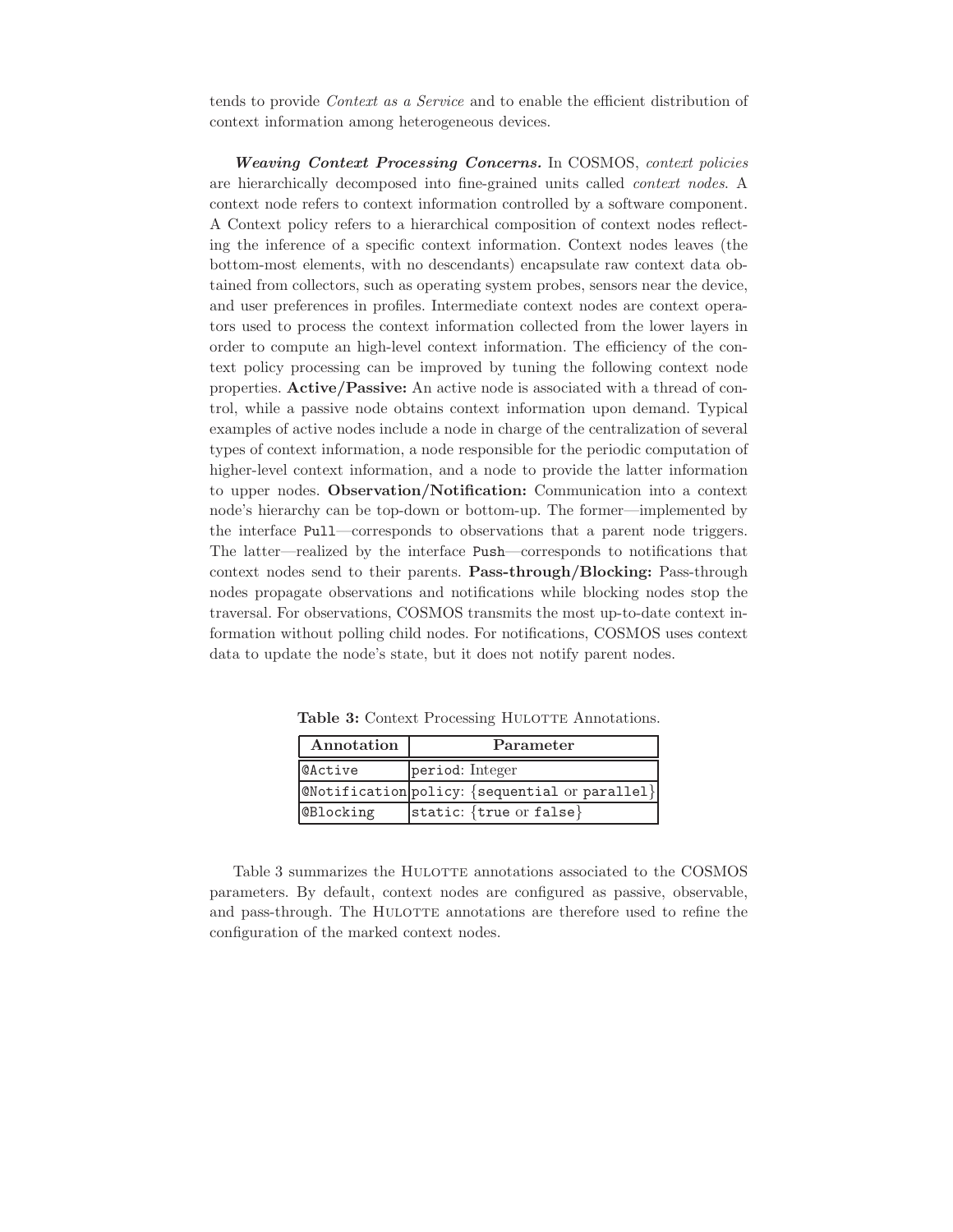tends to provide *Context as a Service* and to enable the efficient distribution of context information among heterogeneous devices.

***Weaving Context Processing Concerns.*** In COSMOS, *context policies* are hierarchically decomposed into fine-grained units called *context nodes*. A context node refers to context information controlled by a software component. A Context policy refers to a hierarchical composition of context nodes reflecting the inference of a specific context information. Context nodes leaves (the bottom-most elements, with no descendants) encapsulate raw context data obtained from collectors, such as operating system probes, sensors near the device, and user preferences in profiles. Intermediate context nodes are context operators used to process the context information collected from the lower layers in order to compute an high-level context information. The efficiency of the context policy processing can be improved by tuning the following context node properties. **Active/Passive:** An active node is associated with a thread of control, while a passive node obtains context information upon demand. Typical examples of active nodes include a node in charge of the centralization of several types of context information, a node responsible for the periodic computation of higher-level context information, and a node to provide the latter information to upper nodes. **Observation/Notification:** Communication into a context node's hierarchy can be top-down or bottom-up. The former—implemented by the interface `Pull`—corresponds to observations that a parent node triggers. The latter—realized by the interface `Push`—corresponds to notifications that context nodes send to their parents. **Pass-through/Blocking:** Pass-through nodes propagate observations and notifications while blocking nodes stop the traversal. For observations, COSMOS transmits the most up-to-date context information without polling child nodes. For notifications, COSMOS uses context data to update the node's state, but it does not notify parent nodes.

**Table 3:** Context Processing HULOTTE Annotations.

| Annotation | Parameter |
|---|---|
| `@Active` | `period`: Integer |
| `@Notification` | `policy`: {`sequential` or `parallel`} |
| `@Blocking` | `static`: {`true` or `false`} |

Table 3 summarizes the HULOTTE annotations associated to the COSMOS parameters. By default, context nodes are configured as passive, observable, and pass-through. The HULOTTE annotations are therefore used to refine the configuration of the marked context nodes.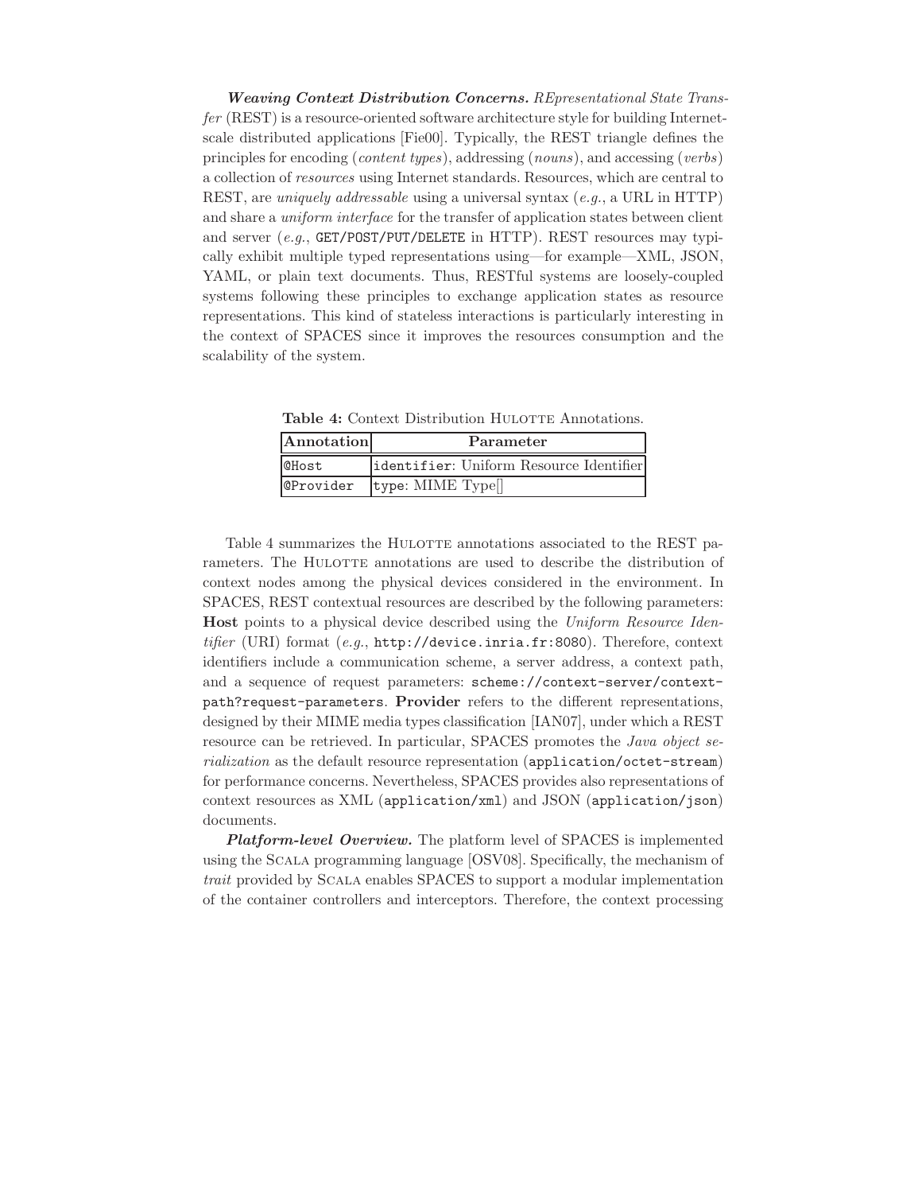***Weaving Context Distribution Concerns.*** *REpresentational State Transfer* (REST) is a resource-oriented software architecture style for building Internet-scale distributed applications [Fie00]. Typically, the REST triangle defines the principles for encoding (*content types*), addressing (*nouns*), and accessing (*verbs*) a collection of *resources* using Internet standards. Resources, which are central to REST, are *uniquely addressable* using a universal syntax (*e.g.*, a URL in HTTP) and share a *uniform interface* for the transfer of application states between client and server (*e.g.*, `GET/POST/PUT/DELETE` in HTTP). REST resources may typically exhibit multiple typed representations using—for example—XML, JSON, YAML, or plain text documents. Thus, RESTful systems are loosely-coupled systems following these principles to exchange application states as resource representations. This kind of stateless interactions is particularly interesting in the context of SPACES since it improves the resources consumption and the scalability of the system.

**Table 4:** Context Distribution HULOTTE Annotations.

| **Annotation** | **Parameter** |
|---|---|
| `@Host` | `identifier`: Uniform Resource Identifier |
| `@Provider` | `type`: MIME Type[] |

Table 4 summarizes the HULOTTE annotations associated to the REST parameters. The HULOTTE annotations are used to describe the distribution of context nodes among the physical devices considered in the environment. In SPACES, REST contextual resources are described by the following parameters: **Host** points to a physical device described using the *Uniform Resource Identifier* (URI) format (*e.g.*, `http://device.inria.fr:8080`). Therefore, context identifiers include a communication scheme, a server address, a context path, and a sequence of request parameters: `scheme://context-server/context-path?request-parameters`. **Provider** refers to the different representations, designed by their MIME media types classification [IAN07], under which a REST resource can be retrieved. In particular, SPACES promotes the *Java object serialization* as the default resource representation (`application/octet-stream`) for performance concerns. Nevertheless, SPACES provides also representations of context resources as XML (`application/xml`) and JSON (`application/json`) documents.

***Platform-level Overview.*** The platform level of SPACES is implemented using the SCALA programming language [OSV08]. Specifically, the mechanism of *trait* provided by SCALA enables SPACES to support a modular implementation of the container controllers and interceptors. Therefore, the context processing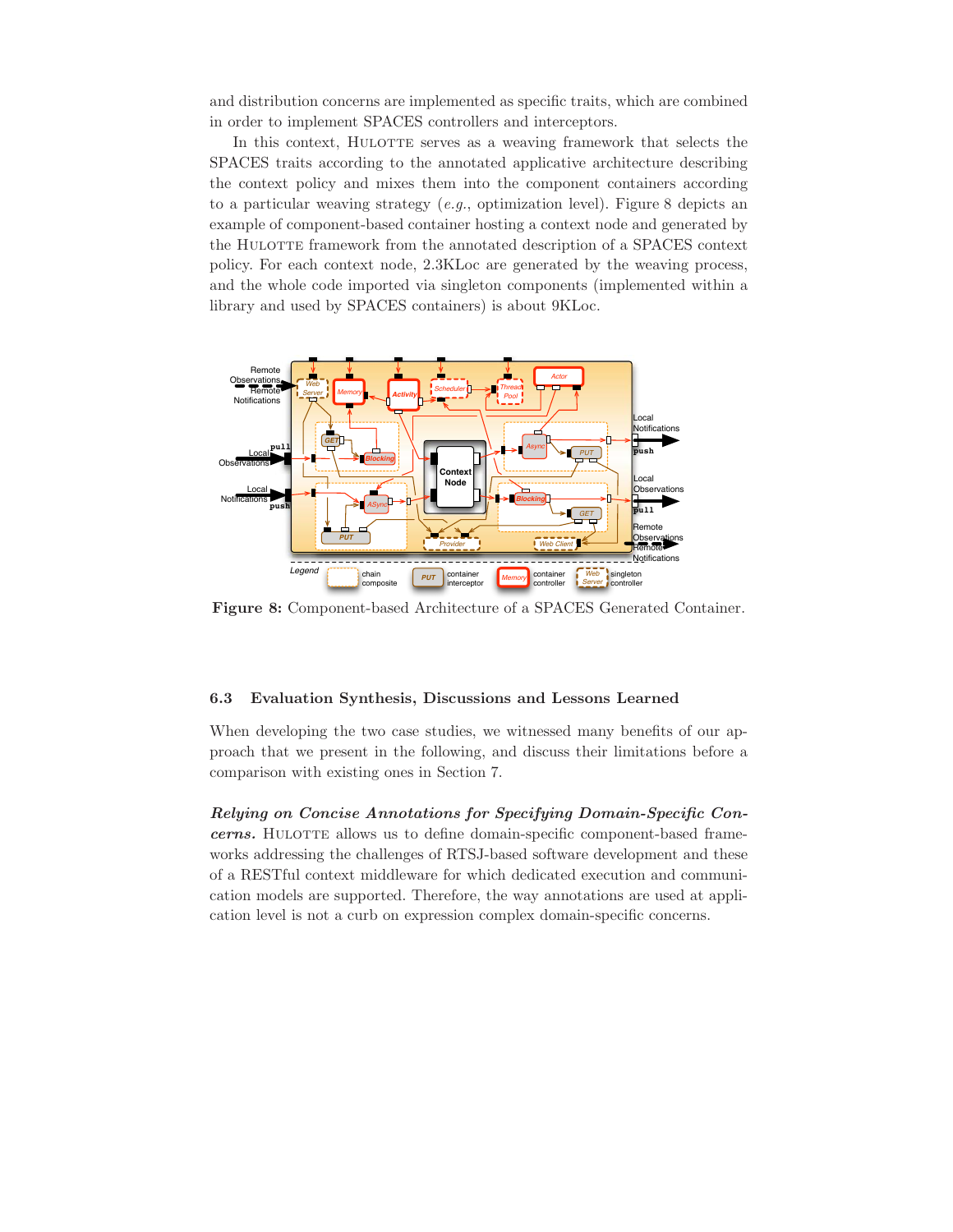and distribution concerns are implemented as specific traits, which are combined in order to implement SPACES controllers and interceptors.

In this context, HULOTTE serves as a weaving framework that selects the SPACES traits according to the annotated applicative architecture describing the context policy and mixes them into the component containers according to a particular weaving strategy (*e.g.*, optimization level). Figure 8 depicts an example of component-based container hosting a context node and generated by the HULOTTE framework from the annotated description of a SPACES context policy. For each context node, 2.3KLoc are generated by the weaving process, and the whole code imported via singleton components (implemented within a library and used by SPACES containers) is about 9KLoc.

**Figure 8:** Component-based Architecture of a SPACES Generated Container.

### 6.3 Evaluation Synthesis, Discussions and Lessons Learned

When developing the two case studies, we witnessed many benefits of our approach that we present in the following, and discuss their limitations before a comparison with existing ones in Section 7.

***Relying on Concise Annotations for Specifying Domain-Specific Concerns.*** HULOTTE allows us to define domain-specific component-based frameworks addressing the challenges of RTSJ-based software development and these of a RESTful context middleware for which dedicated execution and communication models are supported. Therefore, the way annotations are used at application level is not a curb on expression complex domain-specific concerns.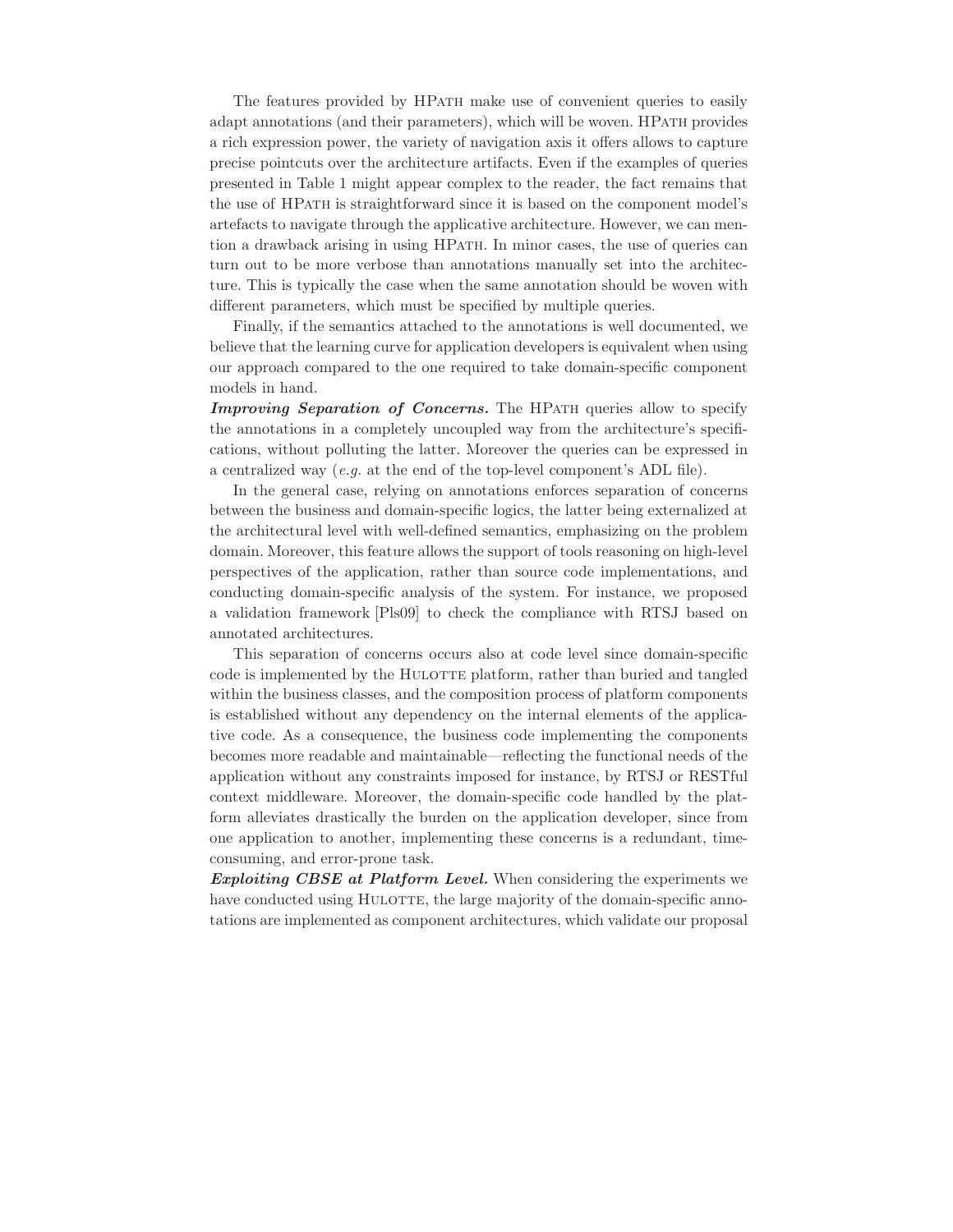The features provided by HPath make use of convenient queries to easily adapt annotations (and their parameters), which will be woven. HPath provides a rich expression power, the variety of navigation axis it offers allows to capture precise pointcuts over the architecture artifacts. Even if the examples of queries presented in Table 1 might appear complex to the reader, the fact remains that the use of HPath is straightforward since it is based on the component model's artefacts to navigate through the applicative architecture. However, we can mention a drawback arising in using HPath. In minor cases, the use of queries can turn out to be more verbose than annotations manually set into the architecture. This is typically the case when the same annotation should be woven with different parameters, which must be specified by multiple queries.

Finally, if the semantics attached to the annotations is well documented, we believe that the learning curve for application developers is equivalent when using our approach compared to the one required to take domain-specific component models in hand.

***Improving Separation of Concerns.*** The HPath queries allow to specify the annotations in a completely uncoupled way from the architecture's specifications, without polluting the latter. Moreover the queries can be expressed in a centralized way (*e.g.* at the end of the top-level component's ADL file).

In the general case, relying on annotations enforces separation of concerns between the business and domain-specific logics, the latter being externalized at the architectural level with well-defined semantics, emphasizing on the problem domain. Moreover, this feature allows the support of tools reasoning on high-level perspectives of the application, rather than source code implementations, and conducting domain-specific analysis of the system. For instance, we proposed a validation framework [Pls09] to check the compliance with RTSJ based on annotated architectures.

This separation of concerns occurs also at code level since domain-specific code is implemented by the Hulotte platform, rather than buried and tangled within the business classes, and the composition process of platform components is established without any dependency on the internal elements of the applicative code. As a consequence, the business code implementing the components becomes more readable and maintainable—reflecting the functional needs of the application without any constraints imposed for instance, by RTSJ or RESTful context middleware. Moreover, the domain-specific code handled by the platform alleviates drastically the burden on the application developer, since from one application to another, implementing these concerns is a redundant, time-consuming, and error-prone task.

***Exploiting CBSE at Platform Level.*** When considering the experiments we have conducted using Hulotte, the large majority of the domain-specific annotations are implemented as component architectures, which validate our proposal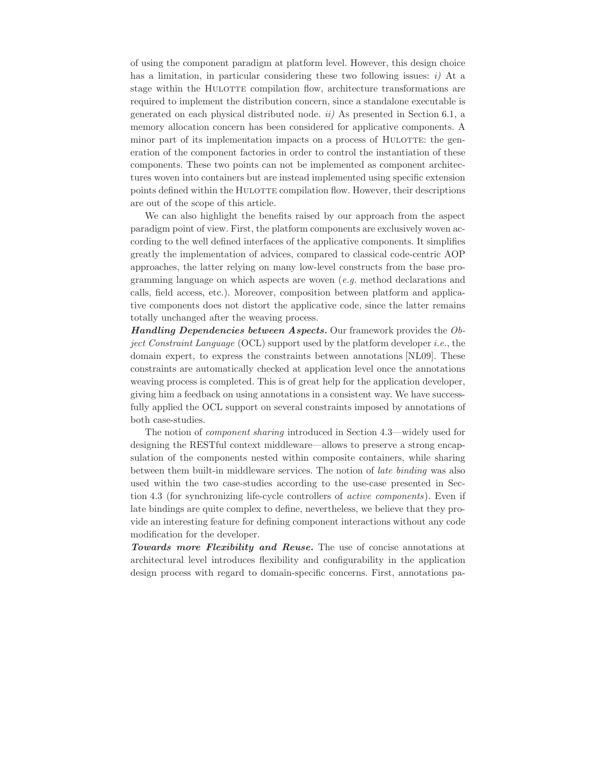of using the component paradigm at platform level. However, this design choice has a limitation, in particular considering these two following issues: *i)* At a stage within the HULOTTE compilation flow, architecture transformations are required to implement the distribution concern, since a standalone executable is generated on each physical distributed node. *ii)* As presented in Section 6.1, a memory allocation concern has been considered for applicative components. A minor part of its implementation impacts on a process of HULOTTE: the generation of the component factories in order to control the instantiation of these components. These two points can not be implemented as component architectures woven into containers but are instead implemented using specific extension points defined within the HULOTTE compilation flow. However, their descriptions are out of the scope of this article.

We can also highlight the benefits raised by our approach from the aspect paradigm point of view. First, the platform components are exclusively woven according to the well defined interfaces of the applicative components. It simplifies greatly the implementation of advices, compared to classical code-centric AOP approaches, the latter relying on many low-level constructs from the base programming language on which aspects are woven (*e.g.* method declarations and calls, field access, etc.). Moreover, composition between platform and applicative components does not distort the applicative code, since the latter remains totally unchanged after the weaving process.

***Handling Dependencies between Aspects.*** Our framework provides the *Object Constraint Language* (OCL) support used by the platform developer *i.e.*, the domain expert, to express the constraints between annotations [NL09]. These constraints are automatically checked at application level once the annotations weaving process is completed. This is of great help for the application developer, giving him a feedback on using annotations in a consistent way. We have successfully applied the OCL support on several constraints imposed by annotations of both case-studies.

The notion of *component sharing* introduced in Section 4.3—widely used for designing the RESTful context middleware—allows to preserve a strong encapsulation of the components nested within composite containers, while sharing between them built-in middleware services. The notion of *late binding* was also used within the two case-studies according to the use-case presented in Section 4.3 (for synchronizing life-cycle controllers of *active components*). Even if late bindings are quite complex to define, nevertheless, we believe that they provide an interesting feature for defining component interactions without any code modification for the developer.

***Towards more Flexibility and Reuse.*** The use of concise annotations at architectural level introduces flexibility and configurability in the application design process with regard to domain-specific concerns. First, annotations pa-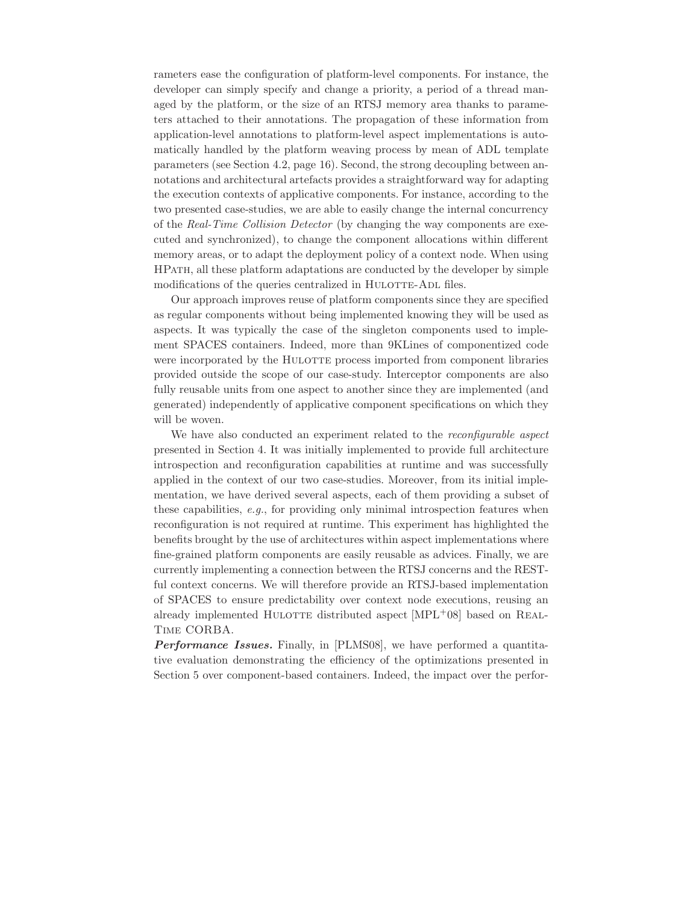rameters ease the configuration of platform-level components. For instance, the developer can simply specify and change a priority, a period of a thread managed by the platform, or the size of an RTSJ memory area thanks to parameters attached to their annotations. The propagation of these information from application-level annotations to platform-level aspect implementations is automatically handled by the platform weaving process by mean of ADL template parameters (see Section 4.2, page 16). Second, the strong decoupling between annotations and architectural artefacts provides a straightforward way for adapting the execution contexts of applicative components. For instance, according to the two presented case-studies, we are able to easily change the internal concurrency of the *Real-Time Collision Detector* (by changing the way components are executed and synchronized), to change the component allocations within different memory areas, or to adapt the deployment policy of a context node. When using HPath, all these platform adaptations are conducted by the developer by simple modifications of the queries centralized in Hulotte-Adl files.

Our approach improves reuse of platform components since they are specified as regular components without being implemented knowing they will be used as aspects. It was typically the case of the singleton components used to implement SPACES containers. Indeed, more than 9KLines of componentized code were incorporated by the Hulotte process imported from component libraries provided outside the scope of our case-study. Interceptor components are also fully reusable units from one aspect to another since they are implemented (and generated) independently of applicative component specifications on which they will be woven.

We have also conducted an experiment related to the *reconfigurable aspect* presented in Section 4. It was initially implemented to provide full architecture introspection and reconfiguration capabilities at runtime and was successfully applied in the context of our two case-studies. Moreover, from its initial implementation, we have derived several aspects, each of them providing a subset of these capabilities, *e.g.*, for providing only minimal introspection features when reconfiguration is not required at runtime. This experiment has highlighted the benefits brought by the use of architectures within aspect implementations where fine-grained platform components are easily reusable as advices. Finally, we are currently implementing a connection between the RTSJ concerns and the RESTful context concerns. We will therefore provide an RTSJ-based implementation of SPACES to ensure predictability over context node executions, reusing an already implemented Hulotte distributed aspect [MPL+08] based on Real-Time CORBA.

***Performance Issues.*** Finally, in [PLMS08], we have performed a quantitative evaluation demonstrating the efficiency of the optimizations presented in Section 5 over component-based containers. Indeed, the impact over the perfor-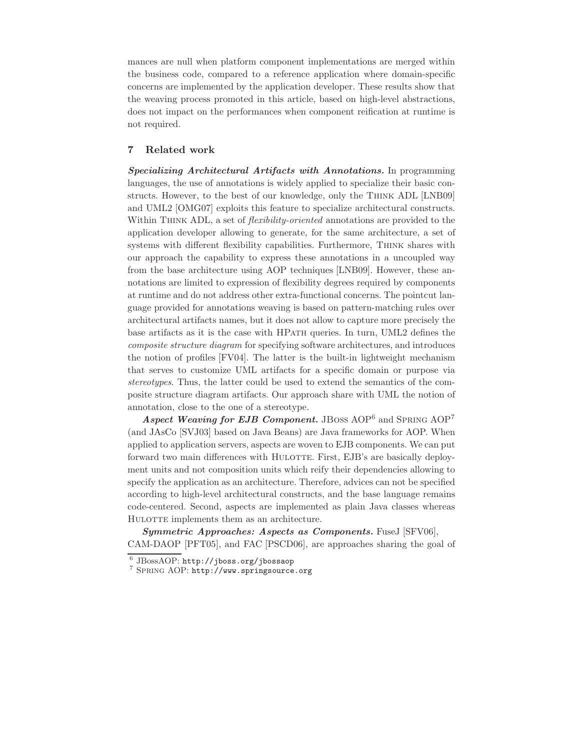mances are null when platform component implementations are merged within the business code, compared to a reference application where domain-specific concerns are implemented by the application developer. These results show that the weaving process promoted in this article, based on high-level abstractions, does not impact on the performances when component reification at runtime is not required.

## 7 Related work

***Specializing Architectural Artifacts with Annotations.*** In programming languages, the use of annotations is widely applied to specialize their basic constructs. However, to the best of our knowledge, only the Think ADL [LNB09] and UML2 [OMG07] exploits this feature to specialize architectural constructs. Within Think ADL, a set of *flexibility-oriented* annotations are provided to the application developer allowing to generate, for the same architecture, a set of systems with different flexibility capabilities. Furthermore, Think shares with our approach the capability to express these annotations in a uncoupled way from the base architecture using AOP techniques [LNB09]. However, these annotations are limited to expression of flexibility degrees required by components at runtime and do not address other extra-functional concerns. The pointcut language provided for annotations weaving is based on pattern-matching rules over architectural artifacts names, but it does not allow to capture more precisely the base artifacts as it is the case with HPath queries. In turn, UML2 defines the *composite structure diagram* for specifying software architectures, and introduces the notion of profiles [FV04]. The latter is the built-in lightweight mechanism that serves to customize UML artifacts for a specific domain or purpose via *stereotypes*. Thus, the latter could be used to extend the semantics of the composite structure diagram artifacts. Our approach share with UML the notion of annotation, close to the one of a stereotype.

***Aspect Weaving for EJB Component.*** JBoss AOP[6] and Spring AOP[7] (and JAsCo [SVJ03] based on Java Beans) are Java frameworks for AOP. When applied to application servers, aspects are woven to EJB components. We can put forward two main differences with Hulotte. First, EJB's are basically deployment units and not composition units which reify their dependencies allowing to specify the application as an architecture. Therefore, advices can not be specified according to high-level architectural constructs, and the base language remains code-centered. Second, aspects are implemented as plain Java classes whereas Hulotte implements them as an architecture.

***Symmetric Approaches: Aspects as Components.*** FuseJ [SFV06], CAM-DAOP [PFT05], and FAC [PSCD06], are approaches sharing the goal of

[6] JBossAOP: http://jboss.org/jbossaop

[7] Spring AOP: http://www.springsource.org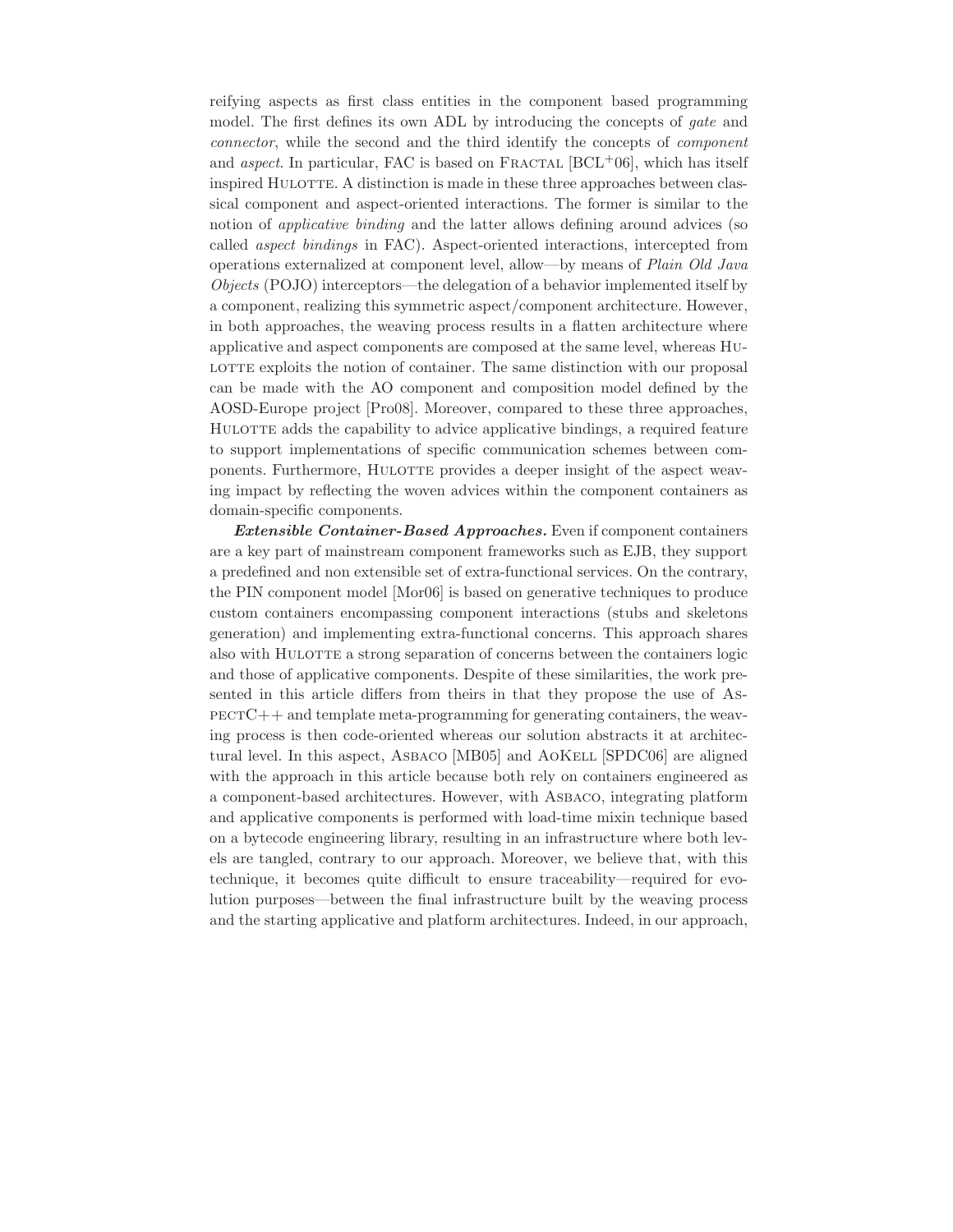reifying aspects as first class entities in the component based programming model. The first defines its own ADL by introducing the concepts of *gate* and *connector*, while the second and the third identify the concepts of *component* and *aspect*. In particular, FAC is based on Fractal [BCL+06], which has itself inspired Hulotte. A distinction is made in these three approaches between classical component and aspect-oriented interactions. The former is similar to the notion of *applicative binding* and the latter allows defining around advices (so called *aspect bindings* in FAC). Aspect-oriented interactions, intercepted from operations externalized at component level, allow—by means of *Plain Old Java Objects* (POJO) interceptors—the delegation of a behavior implemented itself by a component, realizing this symmetric aspect/component architecture. However, in both approaches, the weaving process results in a flatten architecture where applicative and aspect components are composed at the same level, whereas Hulotte exploits the notion of container. The same distinction with our proposal can be made with the AO component and composition model defined by the AOSD-Europe project [Pro08]. Moreover, compared to these three approaches, Hulotte adds the capability to advice applicative bindings, a required feature to support implementations of specific communication schemes between components. Furthermore, Hulotte provides a deeper insight of the aspect weaving impact by reflecting the woven advices within the component containers as domain-specific components.

***Extensible Container-Based Approaches.*** Even if component containers are a key part of mainstream component frameworks such as EJB, they support a predefined and non extensible set of extra-functional services. On the contrary, the PIN component model [Mor06] is based on generative techniques to produce custom containers encompassing component interactions (stubs and skeletons generation) and implementing extra-functional concerns. This approach shares also with Hulotte a strong separation of concerns between the containers logic and those of applicative components. Despite of these similarities, the work presented in this article differs from theirs in that they propose the use of AspectC++ and template meta-programming for generating containers, the weaving process is then code-oriented whereas our solution abstracts it at architectural level. In this aspect, Asbaco [MB05] and AoKell [SPDC06] are aligned with the approach in this article because both rely on containers engineered as a component-based architectures. However, with Asbaco, integrating platform and applicative components is performed with load-time mixin technique based on a bytecode engineering library, resulting in an infrastructure where both levels are tangled, contrary to our approach. Moreover, we believe that, with this technique, it becomes quite difficult to ensure traceability—required for evolution purposes—between the final infrastructure built by the weaving process and the starting applicative and platform architectures. Indeed, in our approach,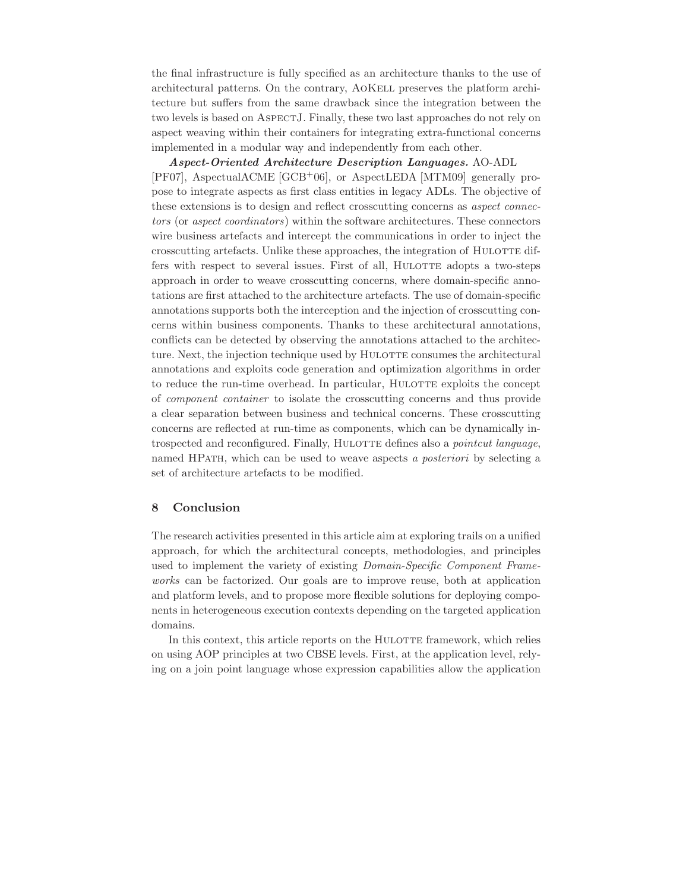the final infrastructure is fully specified as an architecture thanks to the use of architectural patterns. On the contrary, AoKell preserves the platform architecture but suffers from the same drawback since the integration between the two levels is based on AspectJ. Finally, these two last approaches do not rely on aspect weaving within their containers for integrating extra-functional concerns implemented in a modular way and independently from each other.

***Aspect-Oriented Architecture Description Languages.*** AO-ADL [PF07], AspectualACME [GCB+06], or AspectLEDA [MTM09] generally propose to integrate aspects as first class entities in legacy ADLs. The objective of these extensions is to design and reflect crosscutting concerns as *aspect connectors* (or *aspect coordinators*) within the software architectures. These connectors wire business artefacts and intercept the communications in order to inject the crosscutting artefacts. Unlike these approaches, the integration of Hulotte differs with respect to several issues. First of all, Hulotte adopts a two-steps approach in order to weave crosscutting concerns, where domain-specific annotations are first attached to the architecture artefacts. The use of domain-specific annotations supports both the interception and the injection of crosscutting concerns within business components. Thanks to these architectural annotations, conflicts can be detected by observing the annotations attached to the architecture. Next, the injection technique used by Hulotte consumes the architectural annotations and exploits code generation and optimization algorithms in order to reduce the run-time overhead. In particular, Hulotte exploits the concept of *component container* to isolate the crosscutting concerns and thus provide a clear separation between business and technical concerns. These crosscutting concerns are reflected at run-time as components, which can be dynamically introspected and reconfigured. Finally, Hulotte defines also a *pointcut language*, named HPath, which can be used to weave aspects *a posteriori* by selecting a set of architecture artefacts to be modified.

## 8 Conclusion

The research activities presented in this article aim at exploring trails on a unified approach, for which the architectural concepts, methodologies, and principles used to implement the variety of existing *Domain-Specific Component Frameworks* can be factorized. Our goals are to improve reuse, both at application and platform levels, and to propose more flexible solutions for deploying components in heterogeneous execution contexts depending on the targeted application domains.

In this context, this article reports on the Hulotte framework, which relies on using AOP principles at two CBSE levels. First, at the application level, relying on a join point language whose expression capabilities allow the application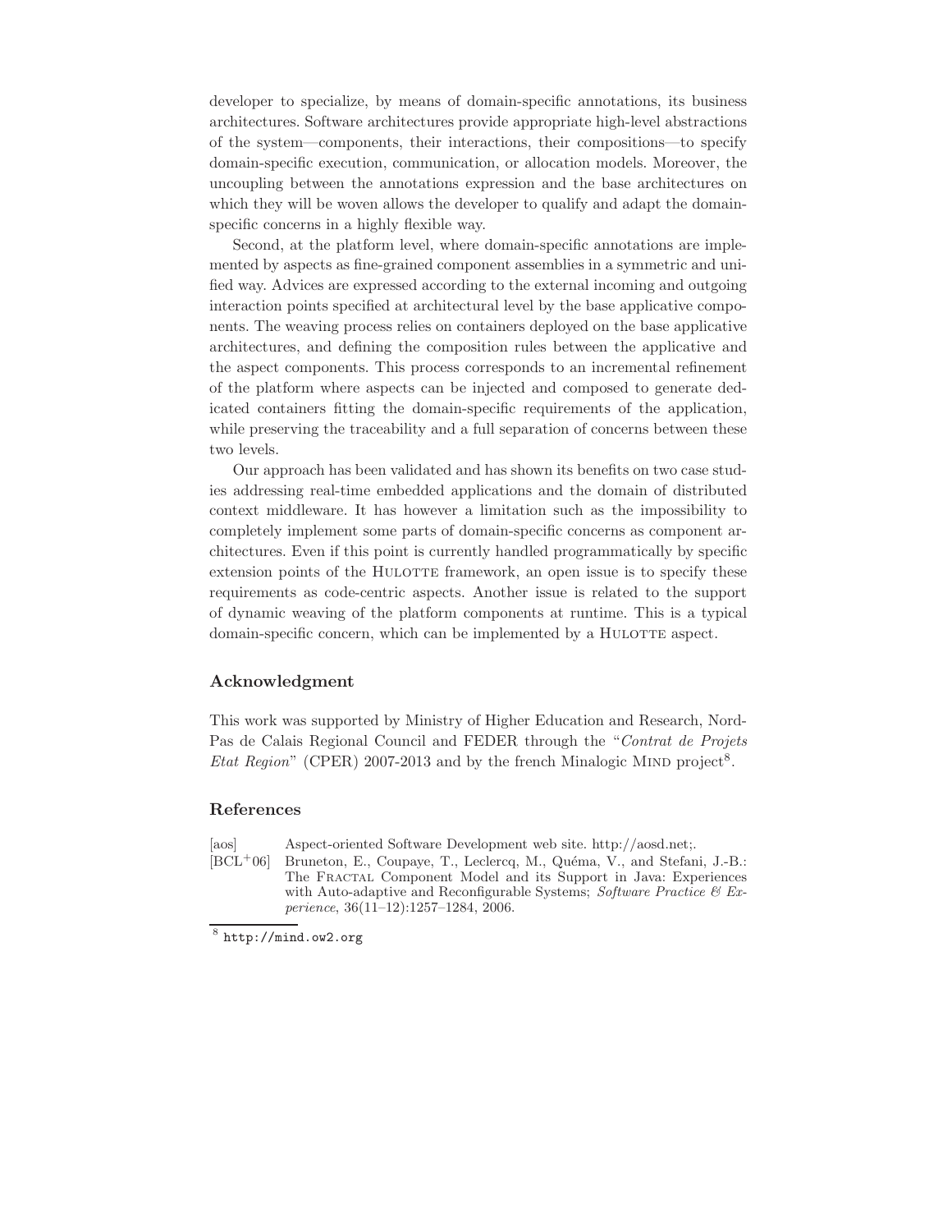developer to specialize, by means of domain-specific annotations, its business architectures. Software architectures provide appropriate high-level abstractions of the system—components, their interactions, their compositions—to specify domain-specific execution, communication, or allocation models. Moreover, the uncoupling between the annotations expression and the base architectures on which they will be woven allows the developer to qualify and adapt the domain-specific concerns in a highly flexible way.

Second, at the platform level, where domain-specific annotations are implemented by aspects as fine-grained component assemblies in a symmetric and unified way. Advices are expressed according to the external incoming and outgoing interaction points specified at architectural level by the base applicative components. The weaving process relies on containers deployed on the base applicative architectures, and defining the composition rules between the applicative and the aspect components. This process corresponds to an incremental refinement of the platform where aspects can be injected and composed to generate dedicated containers fitting the domain-specific requirements of the application, while preserving the traceability and a full separation of concerns between these two levels.

Our approach has been validated and has shown its benefits on two case studies addressing real-time embedded applications and the domain of distributed context middleware. It has however a limitation such as the impossibility to completely implement some parts of domain-specific concerns as component architectures. Even if this point is currently handled programmatically by specific extension points of the HULOTTE framework, an open issue is to specify these requirements as code-centric aspects. Another issue is related to the support of dynamic weaving of the platform components at runtime. This is a typical domain-specific concern, which can be implemented by a HULOTTE aspect.

## Acknowledgment

This work was supported by Ministry of Higher Education and Research, Nord-Pas de Calais Regional Council and FEDER through the "*Contrat de Projets Etat Region*" (CPER) 2007-2013 and by the french Minalogic MIND project[8].

## References

[aos] Aspect-oriented Software Development web site. http://aosd.net;.

[BCL+06] Bruneton, E., Coupaye, T., Leclercq, M., Quéma, V., and Stefani, J.-B.: The FRACTAL Component Model and its Support in Java: Experiences with Auto-adaptive and Reconfigurable Systems; *Software Practice & Experience*, 36(11–12):1257–1284, 2006.

[8] http://mind.ow2.org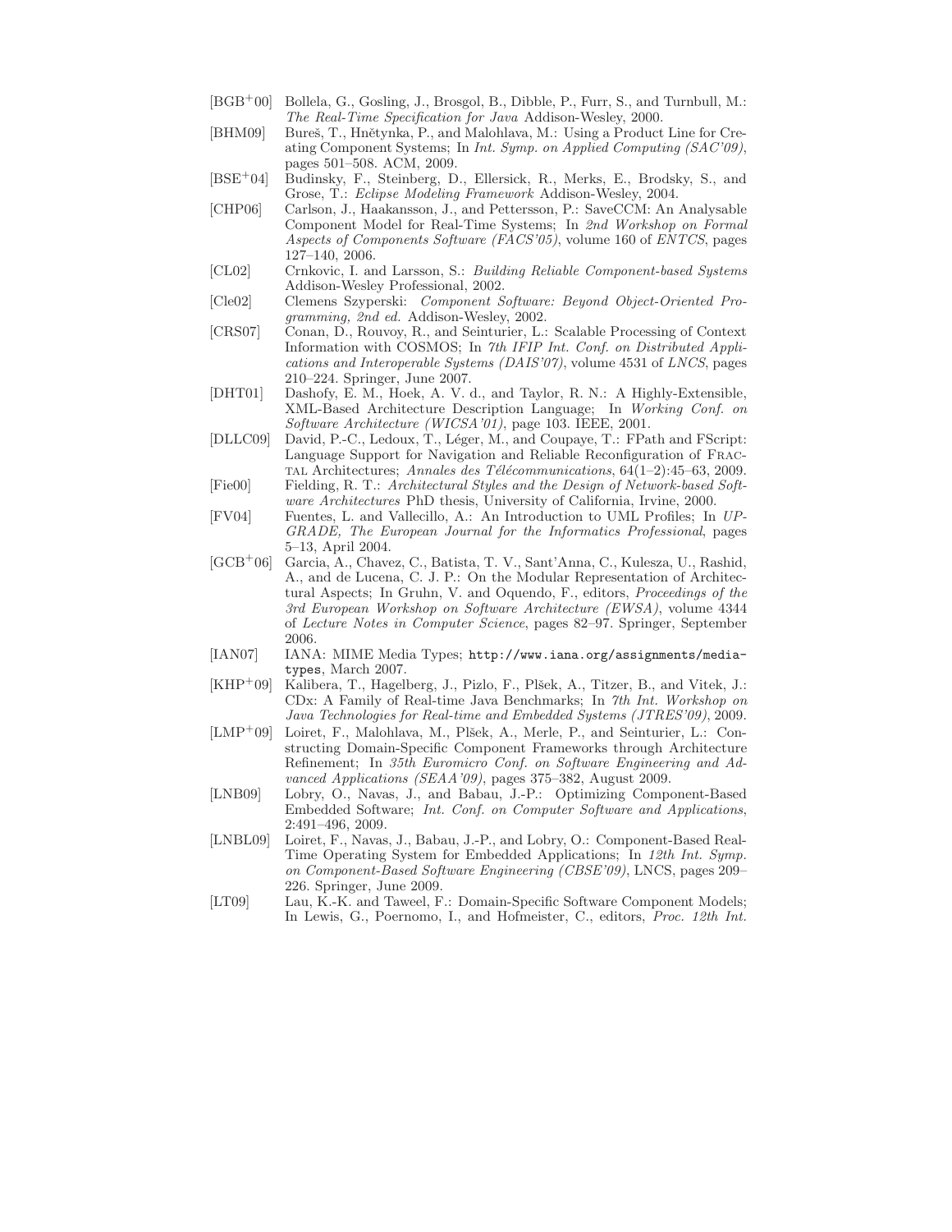[BGB+00] Bollela, G., Gosling, J., Brosgol, B., Dibble, P., Furr, S., and Turnbull, M.: *The Real-Time Specification for Java* Addison-Wesley, 2000.

[BHM09] Bureš, T., Hnětynka, P., and Malohlava, M.: Using a Product Line for Creating Component Systems; In *Int. Symp. on Applied Computing (SAC'09)*, pages 501–508. ACM, 2009.

[BSE+04] Budinsky, F., Steinberg, D., Ellersick, R., Merks, E., Brodsky, S., and Grose, T.: *Eclipse Modeling Framework* Addison-Wesley, 2004.

[CHP06] Carlson, J., Haakansson, J., and Pettersson, P.: SaveCCM: An Analysable Component Model for Real-Time Systems; In *2nd Workshop on Formal Aspects of Components Software (FACS'05)*, volume 160 of *ENTCS*, pages 127–140, 2006.

[CL02] Crnkovic, I. and Larsson, S.: *Building Reliable Component-based Systems* Addison-Wesley Professional, 2002.

[Cle02] Clemens Szyperski: *Component Software: Beyond Object-Oriented Programming, 2nd ed.* Addison-Wesley, 2002.

[CRS07] Conan, D., Rouvoy, R., and Seinturier, L.: Scalable Processing of Context Information with COSMOS; In *7th IFIP Int. Conf. on Distributed Applications and Interoperable Systems (DAIS'07)*, volume 4531 of *LNCS*, pages 210–224. Springer, June 2007.

[DHT01] Dashofy, E. M., Hoek, A. V. d., and Taylor, R. N.: A Highly-Extensible, XML-Based Architecture Description Language; In *Working Conf. on Software Architecture (WICSA'01)*, page 103. IEEE, 2001.

[DLLC09] David, P.-C., Ledoux, T., Léger, M., and Coupaye, T.: FPath and FScript: Language Support for Navigation and Reliable Reconfiguration of Fractal Architectures; *Annales des Télécommunications*, 64(1–2):45–63, 2009.

[Fie00] Fielding, R. T.: *Architectural Styles and the Design of Network-based Software Architectures* PhD thesis, University of California, Irvine, 2000.

[FV04] Fuentes, L. and Vallecillo, A.: An Introduction to UML Profiles; In *UPGRADE, The European Journal for the Informatics Professional*, pages 5–13, April 2004.

[GCB+06] Garcia, A., Chavez, C., Batista, T. V., Sant'Anna, C., Kulesza, U., Rashid, A., and de Lucena, C. J. P.: On the Modular Representation of Architectural Aspects; In Gruhn, V. and Oquendo, F., editors, *Proceedings of the 3rd European Workshop on Software Architecture (EWSA)*, volume 4344 of *Lecture Notes in Computer Science*, pages 82–97. Springer, September 2006.

[IAN07] IANA: MIME Media Types; `http://www.iana.org/assignments/media-types`, March 2007.

[KHP+09] Kalibera, T., Hagelberg, J., Pizlo, F., Plšek, A., Titzer, B., and Vitek, J.: CDx: A Family of Real-time Java Benchmarks; In *7th Int. Workshop on Java Technologies for Real-time and Embedded Systems (JTRES'09)*, 2009.

[LMP+09] Loiret, F., Malohlava, M., Plšek, A., Merle, P., and Seinturier, L.: Constructing Domain-Specific Component Frameworks through Architecture Refinement; In *35th Euromicro Conf. on Software Engineering and Advanced Applications (SEAA'09)*, pages 375–382, August 2009.

[LNB09] Lobry, O., Navas, J., and Babau, J.-P.: Optimizing Component-Based Embedded Software; *Int. Conf. on Computer Software and Applications*, 2:491–496, 2009.

[LNBL09] Loiret, F., Navas, J., Babau, J.-P., and Lobry, O.: Component-Based Real-Time Operating System for Embedded Applications; In *12th Int. Symp. on Component-Based Software Engineering (CBSE'09)*, LNCS, pages 209–226. Springer, June 2009.

[LT09] Lau, K.-K. and Taweel, F.: Domain-Specific Software Component Models; In Lewis, G., Poernomo, I., and Hofmeister, C., editors, *Proc. 12th Int.*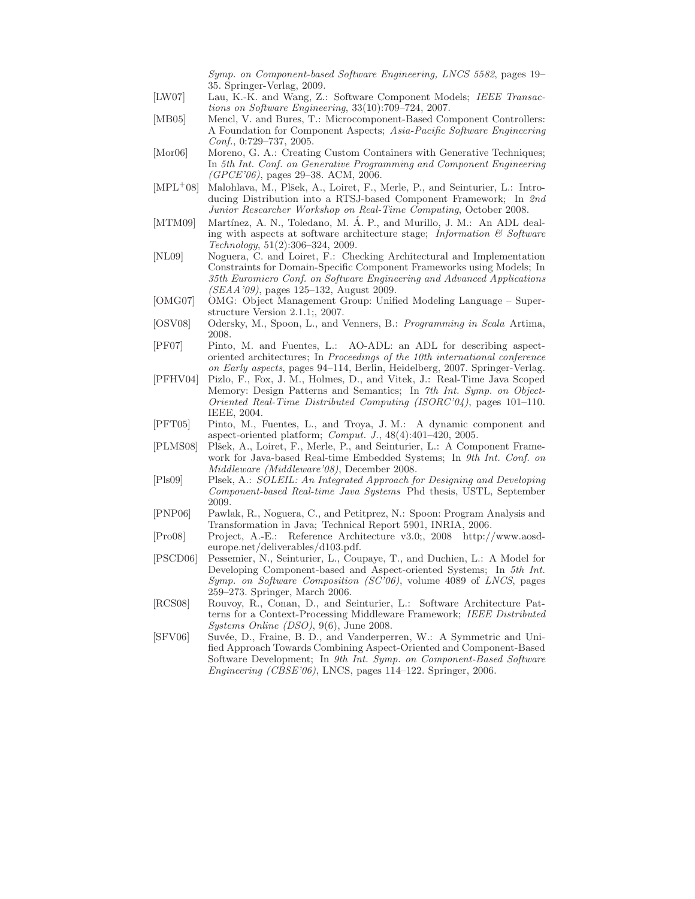*Symp. on Component-based Software Engineering, LNCS 5582*, pages 19–35. Springer-Verlag, 2009.

[LW07] Lau, K.-K. and Wang, Z.: Software Component Models; *IEEE Transactions on Software Engineering*, 33(10):709–724, 2007.

[MB05] Mencl, V. and Bures, T.: Microcomponent-Based Component Controllers: A Foundation for Component Aspects; *Asia-Pacific Software Engineering Conf.*, 0:729–737, 2005.

[Mor06] Moreno, G. A.: Creating Custom Containers with Generative Techniques; In *5th Int. Conf. on Generative Programming and Component Engineering (GPCE'06)*, pages 29–38. ACM, 2006.

[MPL+08] Malohlava, M., Plšek, A., Loiret, F., Merle, P., and Seinturier, L.: Introducing Distribution into a RTSJ-based Component Framework; In *2nd Junior Researcher Workshop on Real-Time Computing*, October 2008.

[MTM09] Martínez, A. N., Toledano, M. Á. P., and Murillo, J. M.: An ADL dealing with aspects at software architecture stage; *Information & Software Technology*, 51(2):306–324, 2009.

[NL09] Noguera, C. and Loiret, F.: Checking Architectural and Implementation Constraints for Domain-Specific Component Frameworks using Models; In *35th Euromicro Conf. on Software Engineering and Advanced Applications (SEAA'09)*, pages 125–132, August 2009.

[OMG07] OMG: Object Management Group: Unified Modeling Language – Superstructure Version 2.1.1;, 2007.

[OSV08] Odersky, M., Spoon, L., and Venners, B.: *Programming in Scala* Artima, 2008.

[PF07] Pinto, M. and Fuentes, L.: AO-ADL: an ADL for describing aspect-oriented architectures; In *Proceedings of the 10th international conference on Early aspects*, pages 94–114, Berlin, Heidelberg, 2007. Springer-Verlag.

[PFHV04] Pizlo, F., Fox, J. M., Holmes, D., and Vitek, J.: Real-Time Java Scoped Memory: Design Patterns and Semantics; In *7th Int. Symp. on Object-Oriented Real-Time Distributed Computing (ISORC'04)*, pages 101–110. IEEE, 2004.

[PFT05] Pinto, M., Fuentes, L., and Troya, J. M.: A dynamic component and aspect-oriented platform; *Comput. J.*, 48(4):401–420, 2005.

[PLMS08] Plšek, A., Loiret, F., Merle, P., and Seinturier, L.: A Component Framework for Java-based Real-time Embedded Systems; In *9th Int. Conf. on Middleware (Middleware'08)*, December 2008.

[Pls09] Plsek, A.: *SOLEIL: An Integrated Approach for Designing and Developing Component-based Real-time Java Systems* Phd thesis, USTL, September 2009.

[PNP06] Pawlak, R., Noguera, C., and Petitprez, N.: Spoon: Program Analysis and Transformation in Java; Technical Report 5901, INRIA, 2006.

[Pro08] Project, A.-E.: Reference Architecture v3.0;, 2008 http://www.aosd-europe.net/deliverables/d103.pdf.

[PSCD06] Pessemier, N., Seinturier, L., Coupaye, T., and Duchien, L.: A Model for Developing Component-based and Aspect-oriented Systems; In *5th Int. Symp. on Software Composition (SC'06)*, volume 4089 of *LNCS*, pages 259–273. Springer, March 2006.

[RCS08] Rouvoy, R., Conan, D., and Seinturier, L.: Software Architecture Patterns for a Context-Processing Middleware Framework; *IEEE Distributed Systems Online (DSO)*, 9(6), June 2008.

[SFV06] Suvée, D., Fraine, B. D., and Vanderperren, W.: A Symmetric and Unified Approach Towards Combining Aspect-Oriented and Component-Based Software Development; In *9th Int. Symp. on Component-Based Software Engineering (CBSE'06)*, LNCS, pages 114–122. Springer, 2006.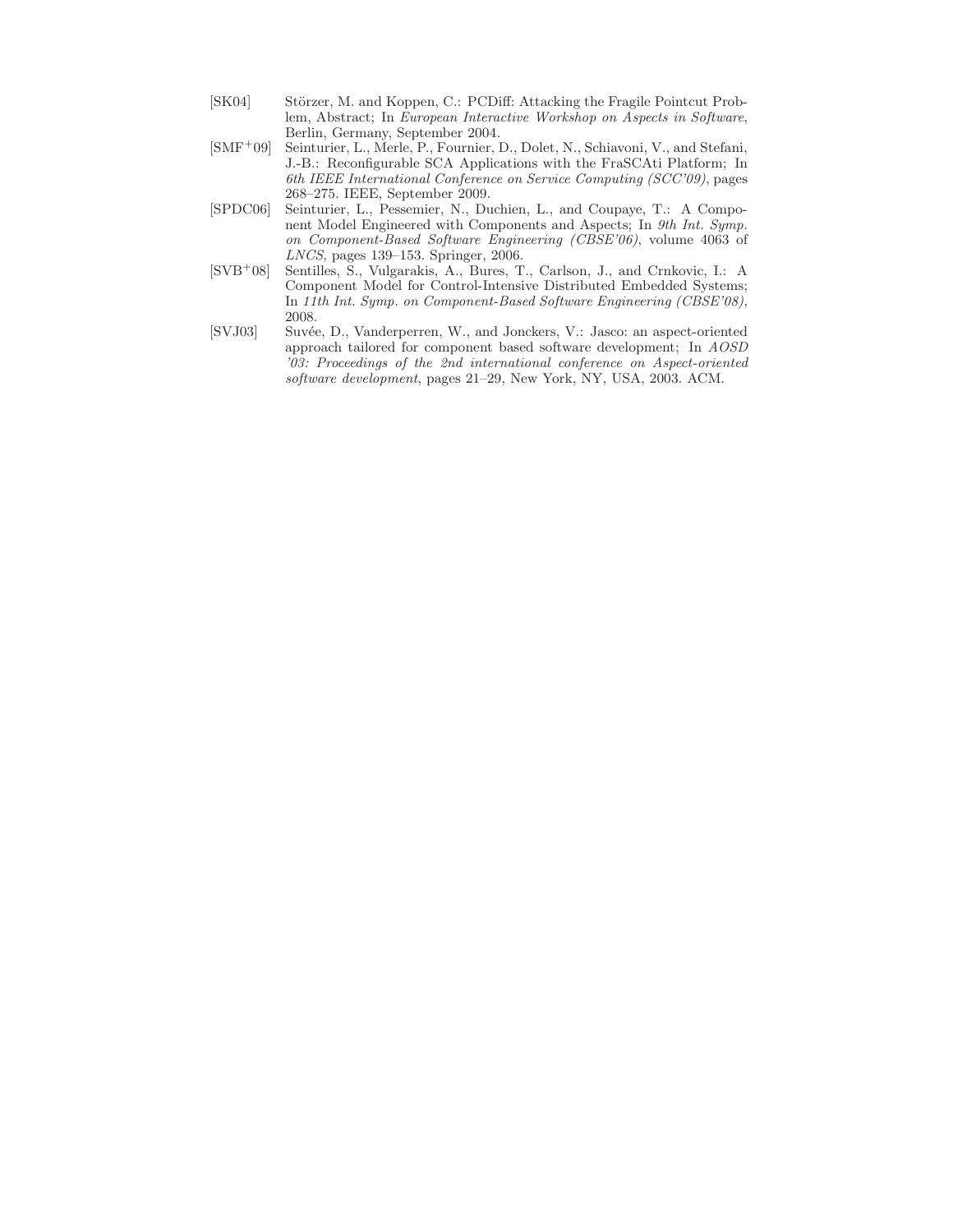[SK04] Störzer, M. and Koppen, C.: PCDiff: Attacking the Fragile Pointcut Problem, Abstract; In *European Interactive Workshop on Aspects in Software*, Berlin, Germany, September 2004.

[SMF+09] Seinturier, L., Merle, P., Fournier, D., Dolet, N., Schiavoni, V., and Stefani, J.-B.: Reconfigurable SCA Applications with the FraSCAti Platform; In *6th IEEE International Conference on Service Computing (SCC'09)*, pages 268–275. IEEE, September 2009.

[SPDC06] Seinturier, L., Pessemier, N., Duchien, L., and Coupaye, T.: A Component Model Engineered with Components and Aspects; In *9th Int. Symp. on Component-Based Software Engineering (CBSE'06)*, volume 4063 of *LNCS*, pages 139–153. Springer, 2006.

[SVB+08] Sentilles, S., Vulgarakis, A., Bures, T., Carlson, J., and Crnkovic, I.: A Component Model for Control-Intensive Distributed Embedded Systems; In *11th Int. Symp. on Component-Based Software Engineering (CBSE'08)*, 2008.

[SVJ03] Suvée, D., Vanderperren, W., and Jonckers, V.: Jasco: an aspect-oriented approach tailored for component based software development; In *AOSD '03: Proceedings of the 2nd international conference on Aspect-oriented software development*, pages 21–29, New York, NY, USA, 2003. ACM.